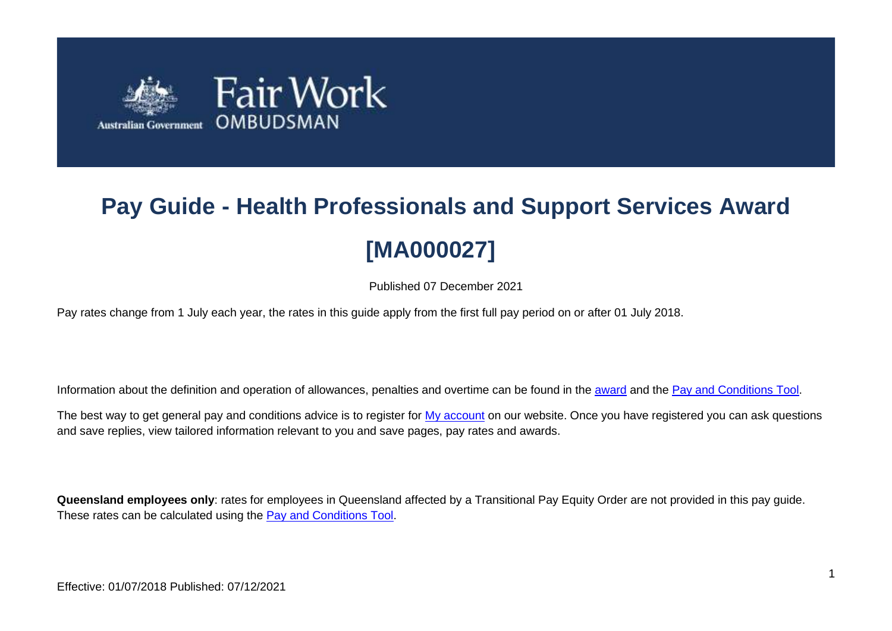# Pay Guide - Health Professionals and Support Services Award [MA000027]

Published 07 December 2021

Pay rates change from 1 July each year, the rates in this guide apply from the first full pay period on or after 01 July 2018.

Information about the definition and operation of allowances, penalties and overtime can be found in the award and the Pay and Conditions Tool.

The best way to get general pay and conditions advice is to register for My account on our website. Once you have registered you can ask questions and save replies, view tailored information relevant to you and save pages, pay rates and awards.

**Queensland employees only**: rates for employees in Queensland affected by a Transitional Pay Equity Order are not provided in this pay guide. These rates can be calculated using the Pay and Conditions Tool.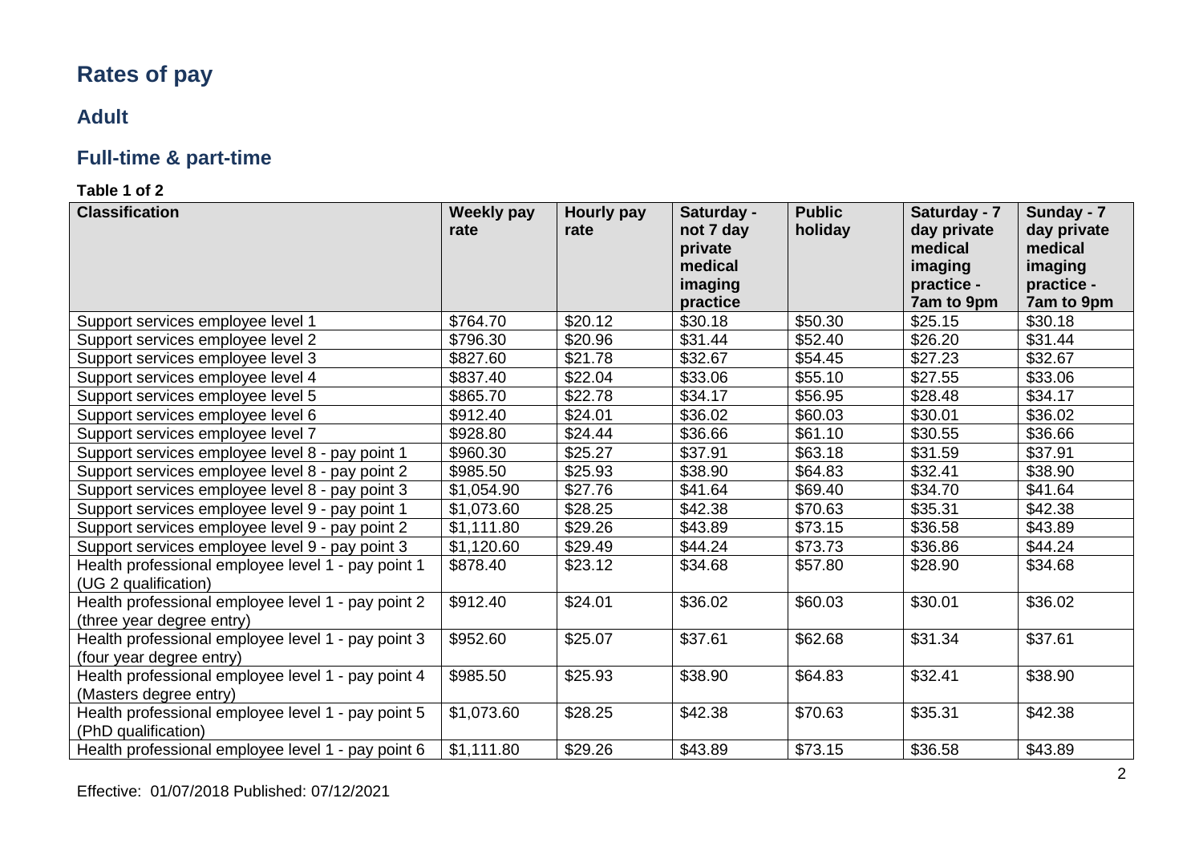# Rates of pay

## Adult

## Full-time & part-time

**Table 1 of 2**

| Classification | Weekly pay rate | Hourly pay rate | Saturday - not 7 day private medical imaging practice | Public holiday | Saturday - 7 day private medical imaging practice - 7am to 9pm | Sunday - 7 day private medical imaging practice - 7am to 9pm |
|---|---|---|---|---|---|---|
| Support services employee level 1 | $764.70 | $20.12 | $30.18 | $50.30 | $25.15 | $30.18 |
| Support services employee level 2 | $796.30 | $20.96 | $31.44 | $52.40 | $26.20 | $31.44 |
| Support services employee level 3 | $827.60 | $21.78 | $32.67 | $54.45 | $27.23 | $32.67 |
| Support services employee level 4 | $837.40 | $22.04 | $33.06 | $55.10 | $27.55 | $33.06 |
| Support services employee level 5 | $865.70 | $22.78 | $34.17 | $56.95 | $28.48 | $34.17 |
| Support services employee level 6 | $912.40 | $24.01 | $36.02 | $60.03 | $30.01 | $36.02 |
| Support services employee level 7 | $928.80 | $24.44 | $36.66 | $61.10 | $30.55 | $36.66 |
| Support services employee level 8 - pay point 1 | $960.30 | $25.27 | $37.91 | $63.18 | $31.59 | $37.91 |
| Support services employee level 8 - pay point 2 | $985.50 | $25.93 | $38.90 | $64.83 | $32.41 | $38.90 |
| Support services employee level 8 - pay point 3 | $1,054.90 | $27.76 | $41.64 | $69.40 | $34.70 | $41.64 |
| Support services employee level 9 - pay point 1 | $1,073.60 | $28.25 | $42.38 | $70.63 | $35.31 | $42.38 |
| Support services employee level 9 - pay point 2 | $1,111.80 | $29.26 | $43.89 | $73.15 | $36.58 | $43.89 |
| Support services employee level 9 - pay point 3 | $1,120.60 | $29.49 | $44.24 | $73.73 | $36.86 | $44.24 |
| Health professional employee level 1 - pay point 1 (UG 2 qualification) | $878.40 | $23.12 | $34.68 | $57.80 | $28.90 | $34.68 |
| Health professional employee level 1 - pay point 2 (three year degree entry) | $912.40 | $24.01 | $36.02 | $60.03 | $30.01 | $36.02 |
| Health professional employee level 1 - pay point 3 (four year degree entry) | $952.60 | $25.07 | $37.61 | $62.68 | $31.34 | $37.61 |
| Health professional employee level 1 - pay point 4 (Masters degree entry) | $985.50 | $25.93 | $38.90 | $64.83 | $32.41 | $38.90 |
| Health professional employee level 1 - pay point 5 (PhD qualification) | $1,073.60 | $28.25 | $42.38 | $70.63 | $35.31 | $42.38 |
| Health professional employee level 1 - pay point 6 | $1,111.80 | $29.26 | $43.89 | $73.15 | $36.58 | $43.89 |

Effective: 01/07/2018 Published: 07/12/2021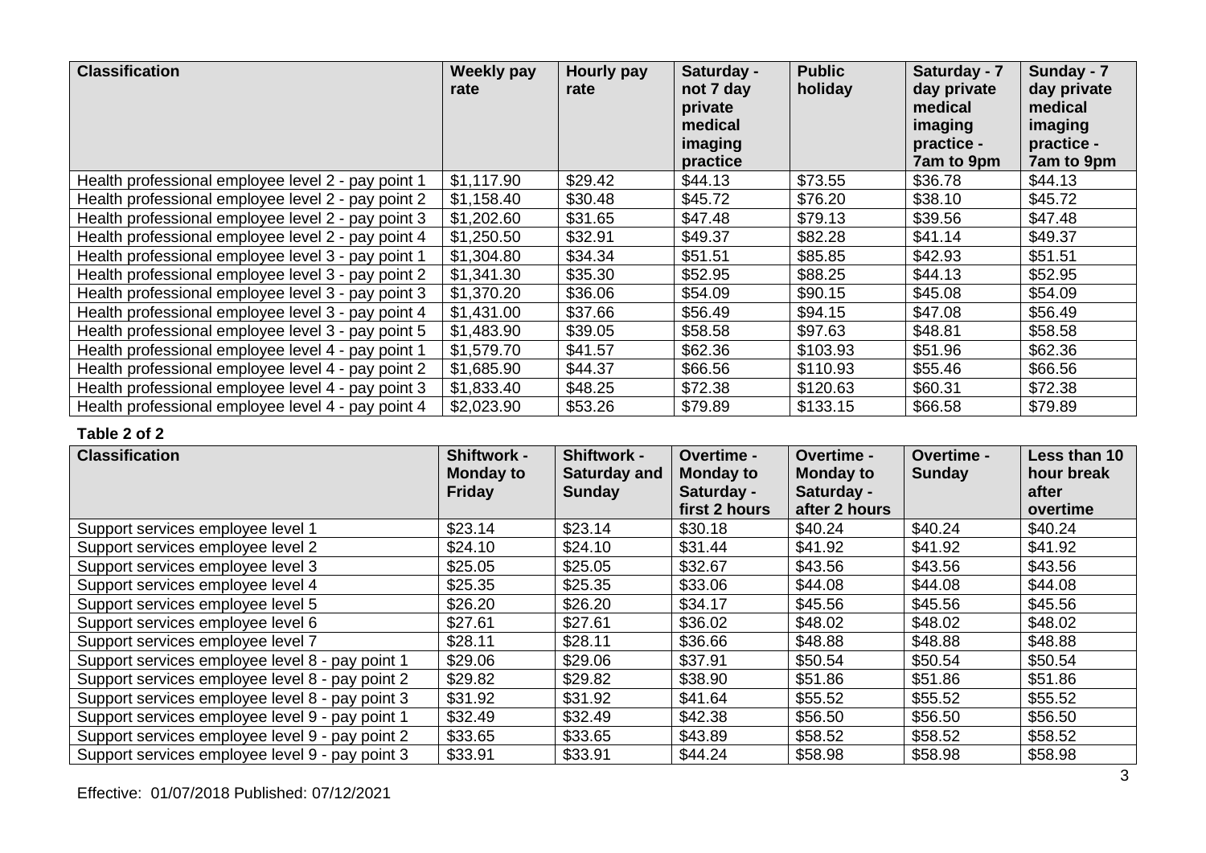| Classification | Weekly pay rate | Hourly pay rate | Saturday - not 7 day private medical imaging practice | Public holiday | Saturday - 7 day private medical imaging practice - 7am to 9pm | Sunday - 7 day private medical imaging practice - 7am to 9pm |
|---|---|---|---|---|---|---|
| Health professional employee level 2 - pay point 1 | $1,117.90 | $29.42 | $44.13 | $73.55 | $36.78 | $44.13 |
| Health professional employee level 2 - pay point 2 | $1,158.40 | $30.48 | $45.72 | $76.20 | $38.10 | $45.72 |
| Health professional employee level 2 - pay point 3 | $1,202.60 | $31.65 | $47.48 | $79.13 | $39.56 | $47.48 |
| Health professional employee level 2 - pay point 4 | $1,250.50 | $32.91 | $49.37 | $82.28 | $41.14 | $49.37 |
| Health professional employee level 3 - pay point 1 | $1,304.80 | $34.34 | $51.51 | $85.85 | $42.93 | $51.51 |
| Health professional employee level 3 - pay point 2 | $1,341.30 | $35.30 | $52.95 | $88.25 | $44.13 | $52.95 |
| Health professional employee level 3 - pay point 3 | $1,370.20 | $36.06 | $54.09 | $90.15 | $45.08 | $54.09 |
| Health professional employee level 3 - pay point 4 | $1,431.00 | $37.66 | $56.49 | $94.15 | $47.08 | $56.49 |
| Health professional employee level 3 - pay point 5 | $1,483.90 | $39.05 | $58.58 | $97.63 | $48.81 | $58.58 |
| Health professional employee level 4 - pay point 1 | $1,579.70 | $41.57 | $62.36 | $103.93 | $51.96 | $62.36 |
| Health professional employee level 4 - pay point 2 | $1,685.90 | $44.37 | $66.56 | $110.93 | $55.46 | $66.56 |
| Health professional employee level 4 - pay point 3 | $1,833.40 | $48.25 | $72.38 | $120.63 | $60.31 | $72.38 |
| Health professional employee level 4 - pay point 4 | $2,023.90 | $53.26 | $79.89 | $133.15 | $66.58 | $79.89 |

**Table 2 of 2**

| Classification | Shiftwork - Monday to Friday | Shiftwork - Saturday and Sunday | Overtime - Monday to Saturday - first 2 hours | Overtime - Monday to Saturday - after 2 hours | Overtime - Sunday | Less than 10 hour break after overtime |
|---|---|---|---|---|---|---|
| Support services employee level 1 | $23.14 | $23.14 | $30.18 | $40.24 | $40.24 | $40.24 |
| Support services employee level 2 | $24.10 | $24.10 | $31.44 | $41.92 | $41.92 | $41.92 |
| Support services employee level 3 | $25.05 | $25.05 | $32.67 | $43.56 | $43.56 | $43.56 |
| Support services employee level 4 | $25.35 | $25.35 | $33.06 | $44.08 | $44.08 | $44.08 |
| Support services employee level 5 | $26.20 | $26.20 | $34.17 | $45.56 | $45.56 | $45.56 |
| Support services employee level 6 | $27.61 | $27.61 | $36.02 | $48.02 | $48.02 | $48.02 |
| Support services employee level 7 | $28.11 | $28.11 | $36.66 | $48.88 | $48.88 | $48.88 |
| Support services employee level 8 - pay point 1 | $29.06 | $29.06 | $37.91 | $50.54 | $50.54 | $50.54 |
| Support services employee level 8 - pay point 2 | $29.82 | $29.82 | $38.90 | $51.86 | $51.86 | $51.86 |
| Support services employee level 8 - pay point 3 | $31.92 | $31.92 | $41.64 | $55.52 | $55.52 | $55.52 |
| Support services employee level 9 - pay point 1 | $32.49 | $32.49 | $42.38 | $56.50 | $56.50 | $56.50 |
| Support services employee level 9 - pay point 2 | $33.65 | $33.65 | $43.89 | $58.52 | $58.52 | $58.52 |
| Support services employee level 9 - pay point 3 | $33.91 | $33.91 | $44.24 | $58.98 | $58.98 | $58.98 |

Effective: 01/07/2018 Published: 07/12/2021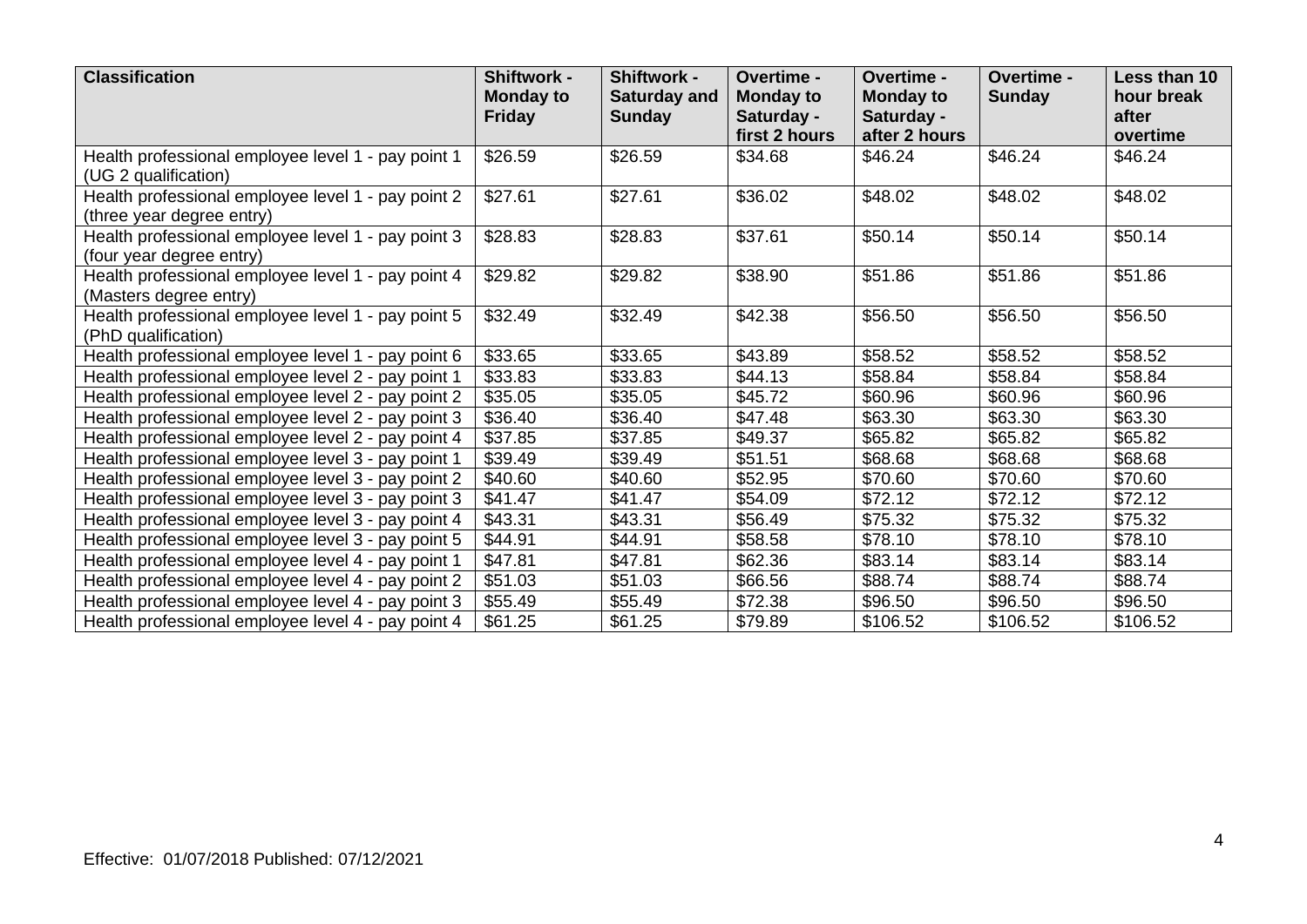| Classification | Shiftwork - Monday to Friday | Shiftwork - Saturday and Sunday | Overtime - Monday to Saturday - first 2 hours | Overtime - Monday to Saturday - after 2 hours | Overtime - Sunday | Less than 10 hour break after overtime |
|---|---|---|---|---|---|---|
| Health professional employee level 1 - pay point 1 (UG 2 qualification) | $26.59 | $26.59 | $34.68 | $46.24 | $46.24 | $46.24 |
| Health professional employee level 1 - pay point 2 (three year degree entry) | $27.61 | $27.61 | $36.02 | $48.02 | $48.02 | $48.02 |
| Health professional employee level 1 - pay point 3 (four year degree entry) | $28.83 | $28.83 | $37.61 | $50.14 | $50.14 | $50.14 |
| Health professional employee level 1 - pay point 4 (Masters degree entry) | $29.82 | $29.82 | $38.90 | $51.86 | $51.86 | $51.86 |
| Health professional employee level 1 - pay point 5 (PhD qualification) | $32.49 | $32.49 | $42.38 | $56.50 | $56.50 | $56.50 |
| Health professional employee level 1 - pay point 6 | $33.65 | $33.65 | $43.89 | $58.52 | $58.52 | $58.52 |
| Health professional employee level 2 - pay point 1 | $33.83 | $33.83 | $44.13 | $58.84 | $58.84 | $58.84 |
| Health professional employee level 2 - pay point 2 | $35.05 | $35.05 | $45.72 | $60.96 | $60.96 | $60.96 |
| Health professional employee level 2 - pay point 3 | $36.40 | $36.40 | $47.48 | $63.30 | $63.30 | $63.30 |
| Health professional employee level 2 - pay point 4 | $37.85 | $37.85 | $49.37 | $65.82 | $65.82 | $65.82 |
| Health professional employee level 3 - pay point 1 | $39.49 | $39.49 | $51.51 | $68.68 | $68.68 | $68.68 |
| Health professional employee level 3 - pay point 2 | $40.60 | $40.60 | $52.95 | $70.60 | $70.60 | $70.60 |
| Health professional employee level 3 - pay point 3 | $41.47 | $41.47 | $54.09 | $72.12 | $72.12 | $72.12 |
| Health professional employee level 3 - pay point 4 | $43.31 | $43.31 | $56.49 | $75.32 | $75.32 | $75.32 |
| Health professional employee level 3 - pay point 5 | $44.91 | $44.91 | $58.58 | $78.10 | $78.10 | $78.10 |
| Health professional employee level 4 - pay point 1 | $47.81 | $47.81 | $62.36 | $83.14 | $83.14 | $83.14 |
| Health professional employee level 4 - pay point 2 | $51.03 | $51.03 | $66.56 | $88.74 | $88.74 | $88.74 |
| Health professional employee level 4 - pay point 3 | $55.49 | $55.49 | $72.38 | $96.50 | $96.50 | $96.50 |
| Health professional employee level 4 - pay point 4 | $61.25 | $61.25 | $79.89 | $106.52 | $106.52 | $106.52 |

Effective: 01/07/2018 Published: 07/12/2021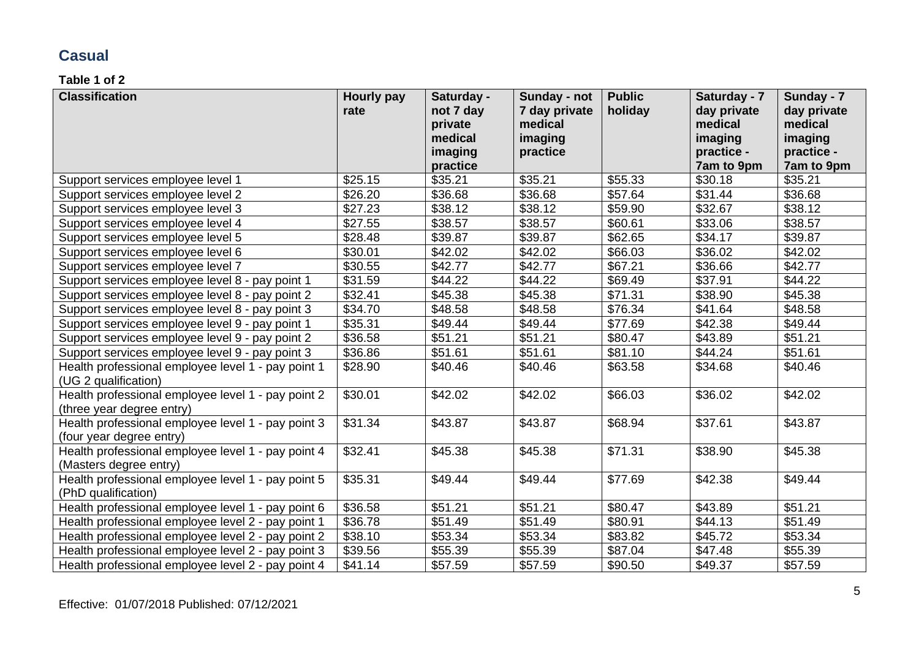## Casual

**Table 1 of 2**

| Classification | Hourly pay rate | Saturday - not 7 day private medical imaging practice | Sunday - not 7 day private medical imaging practice | Public holiday | Saturday - 7 day private medical imaging practice - 7am to 9pm | Sunday - 7 day private medical imaging practice - 7am to 9pm |
|---|---|---|---|---|---|---|
| Support services employee level 1 | $25.15 | $35.21 | $35.21 | $55.33 | $30.18 | $35.21 |
| Support services employee level 2 | $26.20 | $36.68 | $36.68 | $57.64 | $31.44 | $36.68 |
| Support services employee level 3 | $27.23 | $38.12 | $38.12 | $59.90 | $32.67 | $38.12 |
| Support services employee level 4 | $27.55 | $38.57 | $38.57 | $60.61 | $33.06 | $38.57 |
| Support services employee level 5 | $28.48 | $39.87 | $39.87 | $62.65 | $34.17 | $39.87 |
| Support services employee level 6 | $30.01 | $42.02 | $42.02 | $66.03 | $36.02 | $42.02 |
| Support services employee level 7 | $30.55 | $42.77 | $42.77 | $67.21 | $36.66 | $42.77 |
| Support services employee level 8 - pay point 1 | $31.59 | $44.22 | $44.22 | $69.49 | $37.91 | $44.22 |
| Support services employee level 8 - pay point 2 | $32.41 | $45.38 | $45.38 | $71.31 | $38.90 | $45.38 |
| Support services employee level 8 - pay point 3 | $34.70 | $48.58 | $48.58 | $76.34 | $41.64 | $48.58 |
| Support services employee level 9 - pay point 1 | $35.31 | $49.44 | $49.44 | $77.69 | $42.38 | $49.44 |
| Support services employee level 9 - pay point 2 | $36.58 | $51.21 | $51.21 | $80.47 | $43.89 | $51.21 |
| Support services employee level 9 - pay point 3 | $36.86 | $51.61 | $51.61 | $81.10 | $44.24 | $51.61 |
| Health professional employee level 1 - pay point 1 (UG 2 qualification) | $28.90 | $40.46 | $40.46 | $63.58 | $34.68 | $40.46 |
| Health professional employee level 1 - pay point 2 (three year degree entry) | $30.01 | $42.02 | $42.02 | $66.03 | $36.02 | $42.02 |
| Health professional employee level 1 - pay point 3 (four year degree entry) | $31.34 | $43.87 | $43.87 | $68.94 | $37.61 | $43.87 |
| Health professional employee level 1 - pay point 4 (Masters degree entry) | $32.41 | $45.38 | $45.38 | $71.31 | $38.90 | $45.38 |
| Health professional employee level 1 - pay point 5 (PhD qualification) | $35.31 | $49.44 | $49.44 | $77.69 | $42.38 | $49.44 |
| Health professional employee level 1 - pay point 6 | $36.58 | $51.21 | $51.21 | $80.47 | $43.89 | $51.21 |
| Health professional employee level 2 - pay point 1 | $36.78 | $51.49 | $51.49 | $80.91 | $44.13 | $51.49 |
| Health professional employee level 2 - pay point 2 | $38.10 | $53.34 | $53.34 | $83.82 | $45.72 | $53.34 |
| Health professional employee level 2 - pay point 3 | $39.56 | $55.39 | $55.39 | $87.04 | $47.48 | $55.39 |
| Health professional employee level 2 - pay point 4 | $41.14 | $57.59 | $57.59 | $90.50 | $49.37 | $57.59 |

Effective: 01/07/2018 Published: 07/12/2021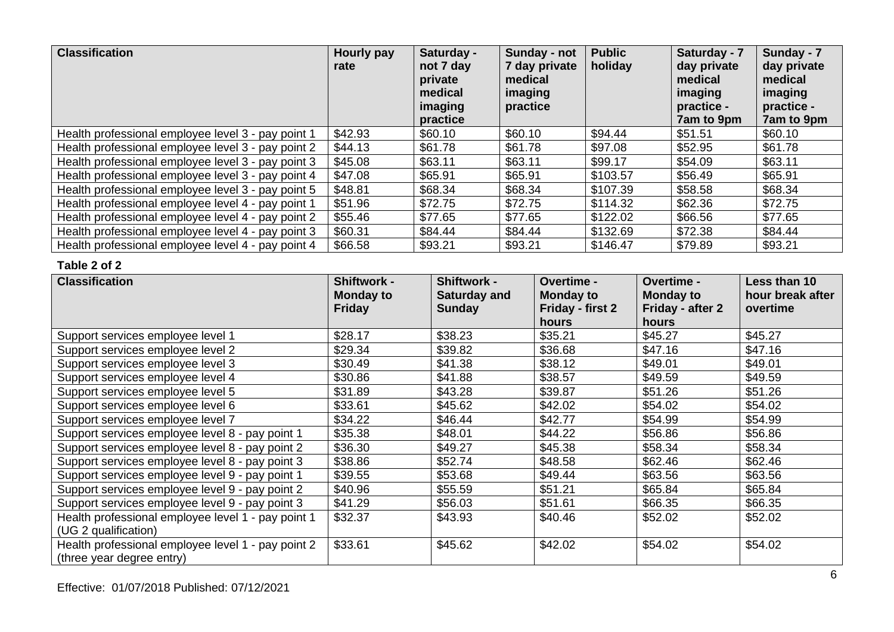| Classification | Hourly pay rate | Saturday - not 7 day private medical imaging practice | Sunday - not 7 day private medical imaging practice | Public holiday | Saturday - 7 day private medical imaging practice - 7am to 9pm | Sunday - 7 day private medical imaging practice - 7am to 9pm |
|---|---|---|---|---|---|---|
| Health professional employee level 3 - pay point 1 | $42.93 | $60.10 | $60.10 | $94.44 | $51.51 | $60.10 |
| Health professional employee level 3 - pay point 2 | $44.13 | $61.78 | $61.78 | $97.08 | $52.95 | $61.78 |
| Health professional employee level 3 - pay point 3 | $45.08 | $63.11 | $63.11 | $99.17 | $54.09 | $63.11 |
| Health professional employee level 3 - pay point 4 | $47.08 | $65.91 | $65.91 | $103.57 | $56.49 | $65.91 |
| Health professional employee level 3 - pay point 5 | $48.81 | $68.34 | $68.34 | $107.39 | $58.58 | $68.34 |
| Health professional employee level 4 - pay point 1 | $51.96 | $72.75 | $72.75 | $114.32 | $62.36 | $72.75 |
| Health professional employee level 4 - pay point 2 | $55.46 | $77.65 | $77.65 | $122.02 | $66.56 | $77.65 |
| Health professional employee level 4 - pay point 3 | $60.31 | $84.44 | $84.44 | $132.69 | $72.38 | $84.44 |
| Health professional employee level 4 - pay point 4 | $66.58 | $93.21 | $93.21 | $146.47 | $79.89 | $93.21 |

**Table 2 of 2**

| Classification | Shiftwork - Monday to Friday | Shiftwork - Saturday and Sunday | Overtime - Monday to Friday - first 2 hours | Overtime - Monday to Friday - after 2 hours | Less than 10 hour break after overtime |
|---|---|---|---|---|---|
| Support services employee level 1 | $28.17 | $38.23 | $35.21 | $45.27 | $45.27 |
| Support services employee level 2 | $29.34 | $39.82 | $36.68 | $47.16 | $47.16 |
| Support services employee level 3 | $30.49 | $41.38 | $38.12 | $49.01 | $49.01 |
| Support services employee level 4 | $30.86 | $41.88 | $38.57 | $49.59 | $49.59 |
| Support services employee level 5 | $31.89 | $43.28 | $39.87 | $51.26 | $51.26 |
| Support services employee level 6 | $33.61 | $45.62 | $42.02 | $54.02 | $54.02 |
| Support services employee level 7 | $34.22 | $46.44 | $42.77 | $54.99 | $54.99 |
| Support services employee level 8 - pay point 1 | $35.38 | $48.01 | $44.22 | $56.86 | $56.86 |
| Support services employee level 8 - pay point 2 | $36.30 | $49.27 | $45.38 | $58.34 | $58.34 |
| Support services employee level 8 - pay point 3 | $38.86 | $52.74 | $48.58 | $62.46 | $62.46 |
| Support services employee level 9 - pay point 1 | $39.55 | $53.68 | $49.44 | $63.56 | $63.56 |
| Support services employee level 9 - pay point 2 | $40.96 | $55.59 | $51.21 | $65.84 | $65.84 |
| Support services employee level 9 - pay point 3 | $41.29 | $56.03 | $51.61 | $66.35 | $66.35 |
| Health professional employee level 1 - pay point 1 (UG 2 qualification) | $32.37 | $43.93 | $40.46 | $52.02 | $52.02 |
| Health professional employee level 1 - pay point 2 (three year degree entry) | $33.61 | $45.62 | $42.02 | $54.02 | $54.02 |

Effective: 01/07/2018 Published: 07/12/2021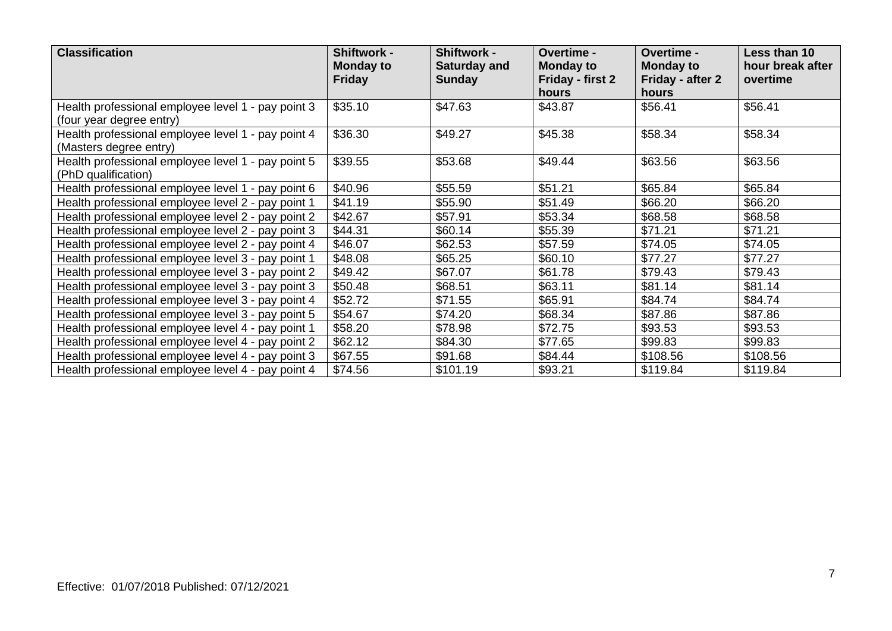| Classification | Shiftwork - Monday to Friday | Shiftwork - Saturday and Sunday | Overtime - Monday to Friday - first 2 hours | Overtime - Monday to Friday - after 2 hours | Less than 10 hour break after overtime |
|---|---|---|---|---|---|
| Health professional employee level 1 - pay point 3 (four year degree entry) | $35.10 | $47.63 | $43.87 | $56.41 | $56.41 |
| Health professional employee level 1 - pay point 4 (Masters degree entry) | $36.30 | $49.27 | $45.38 | $58.34 | $58.34 |
| Health professional employee level 1 - pay point 5 (PhD qualification) | $39.55 | $53.68 | $49.44 | $63.56 | $63.56 |
| Health professional employee level 1 - pay point 6 | $40.96 | $55.59 | $51.21 | $65.84 | $65.84 |
| Health professional employee level 2 - pay point 1 | $41.19 | $55.90 | $51.49 | $66.20 | $66.20 |
| Health professional employee level 2 - pay point 2 | $42.67 | $57.91 | $53.34 | $68.58 | $68.58 |
| Health professional employee level 2 - pay point 3 | $44.31 | $60.14 | $55.39 | $71.21 | $71.21 |
| Health professional employee level 2 - pay point 4 | $46.07 | $62.53 | $57.59 | $74.05 | $74.05 |
| Health professional employee level 3 - pay point 1 | $48.08 | $65.25 | $60.10 | $77.27 | $77.27 |
| Health professional employee level 3 - pay point 2 | $49.42 | $67.07 | $61.78 | $79.43 | $79.43 |
| Health professional employee level 3 - pay point 3 | $50.48 | $68.51 | $63.11 | $81.14 | $81.14 |
| Health professional employee level 3 - pay point 4 | $52.72 | $71.55 | $65.91 | $84.74 | $84.74 |
| Health professional employee level 3 - pay point 5 | $54.67 | $74.20 | $68.34 | $87.86 | $87.86 |
| Health professional employee level 4 - pay point 1 | $58.20 | $78.98 | $72.75 | $93.53 | $93.53 |
| Health professional employee level 4 - pay point 2 | $62.12 | $84.30 | $77.65 | $99.83 | $99.83 |
| Health professional employee level 4 - pay point 3 | $67.55 | $91.68 | $84.44 | $108.56 | $108.56 |
| Health professional employee level 4 - pay point 4 | $74.56 | $101.19 | $93.21 | $119.84 | $119.84 |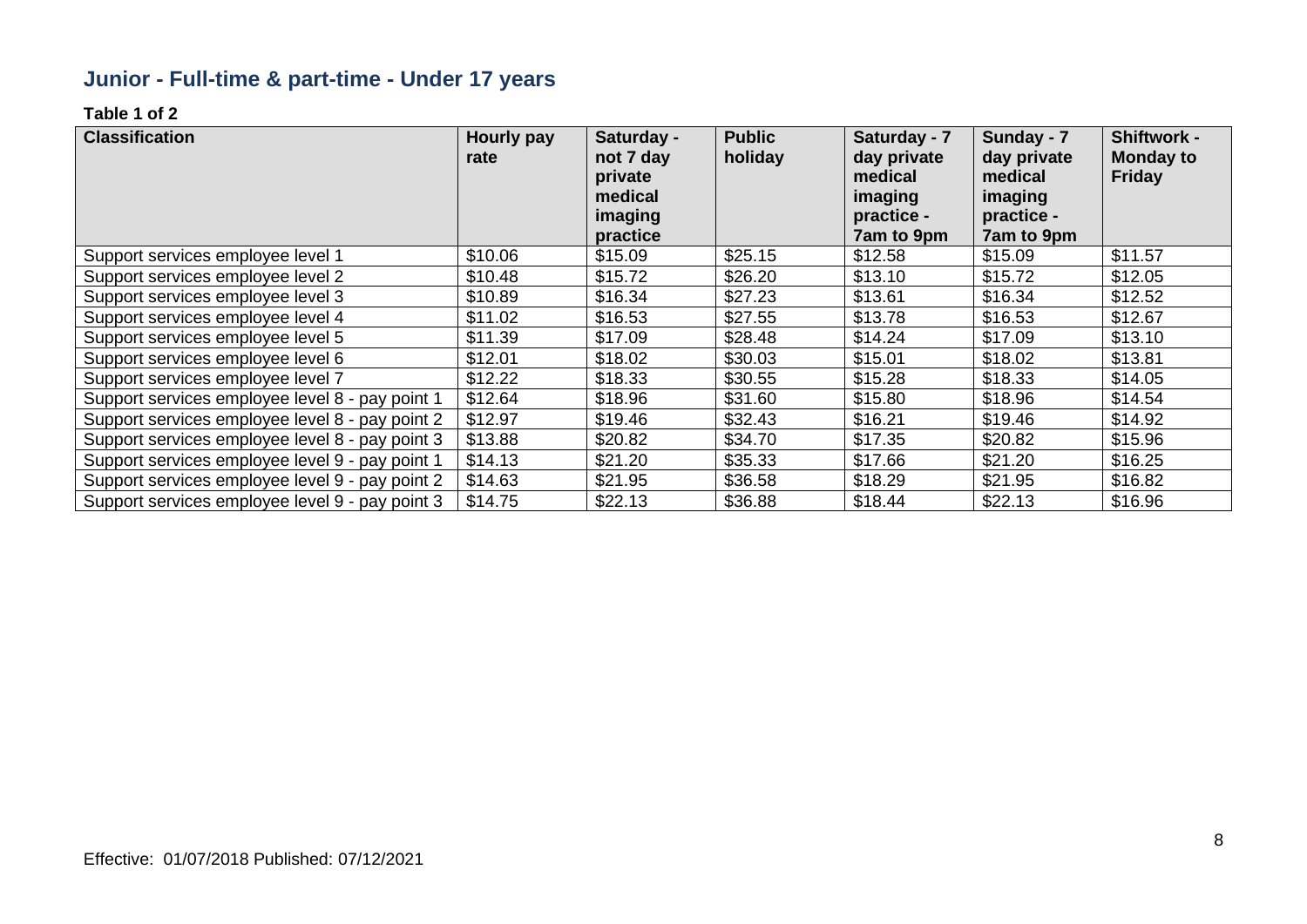## Junior - Full-time & part-time - Under 17 years

**Table 1 of 2**

| Classification | Hourly pay rate | Saturday - not 7 day private medical imaging practice | Public holiday | Saturday - 7 day private medical imaging practice - 7am to 9pm | Sunday - 7 day private medical imaging practice - 7am to 9pm | Shiftwork - Monday to Friday |
|---|---|---|---|---|---|---|
| Support services employee level 1 | $10.06 | $15.09 | $25.15 | $12.58 | $15.09 | $11.57 |
| Support services employee level 2 | $10.48 | $15.72 | $26.20 | $13.10 | $15.72 | $12.05 |
| Support services employee level 3 | $10.89 | $16.34 | $27.23 | $13.61 | $16.34 | $12.52 |
| Support services employee level 4 | $11.02 | $16.53 | $27.55 | $13.78 | $16.53 | $12.67 |
| Support services employee level 5 | $11.39 | $17.09 | $28.48 | $14.24 | $17.09 | $13.10 |
| Support services employee level 6 | $12.01 | $18.02 | $30.03 | $15.01 | $18.02 | $13.81 |
| Support services employee level 7 | $12.22 | $18.33 | $30.55 | $15.28 | $18.33 | $14.05 |
| Support services employee level 8 - pay point 1 | $12.64 | $18.96 | $31.60 | $15.80 | $18.96 | $14.54 |
| Support services employee level 8 - pay point 2 | $12.97 | $19.46 | $32.43 | $16.21 | $19.46 | $14.92 |
| Support services employee level 8 - pay point 3 | $13.88 | $20.82 | $34.70 | $17.35 | $20.82 | $15.96 |
| Support services employee level 9 - pay point 1 | $14.13 | $21.20 | $35.33 | $17.66 | $21.20 | $16.25 |
| Support services employee level 9 - pay point 2 | $14.63 | $21.95 | $36.58 | $18.29 | $21.95 | $16.82 |
| Support services employee level 9 - pay point 3 | $14.75 | $22.13 | $36.88 | $18.44 | $22.13 | $16.96 |

Effective: 01/07/2018 Published: 07/12/2021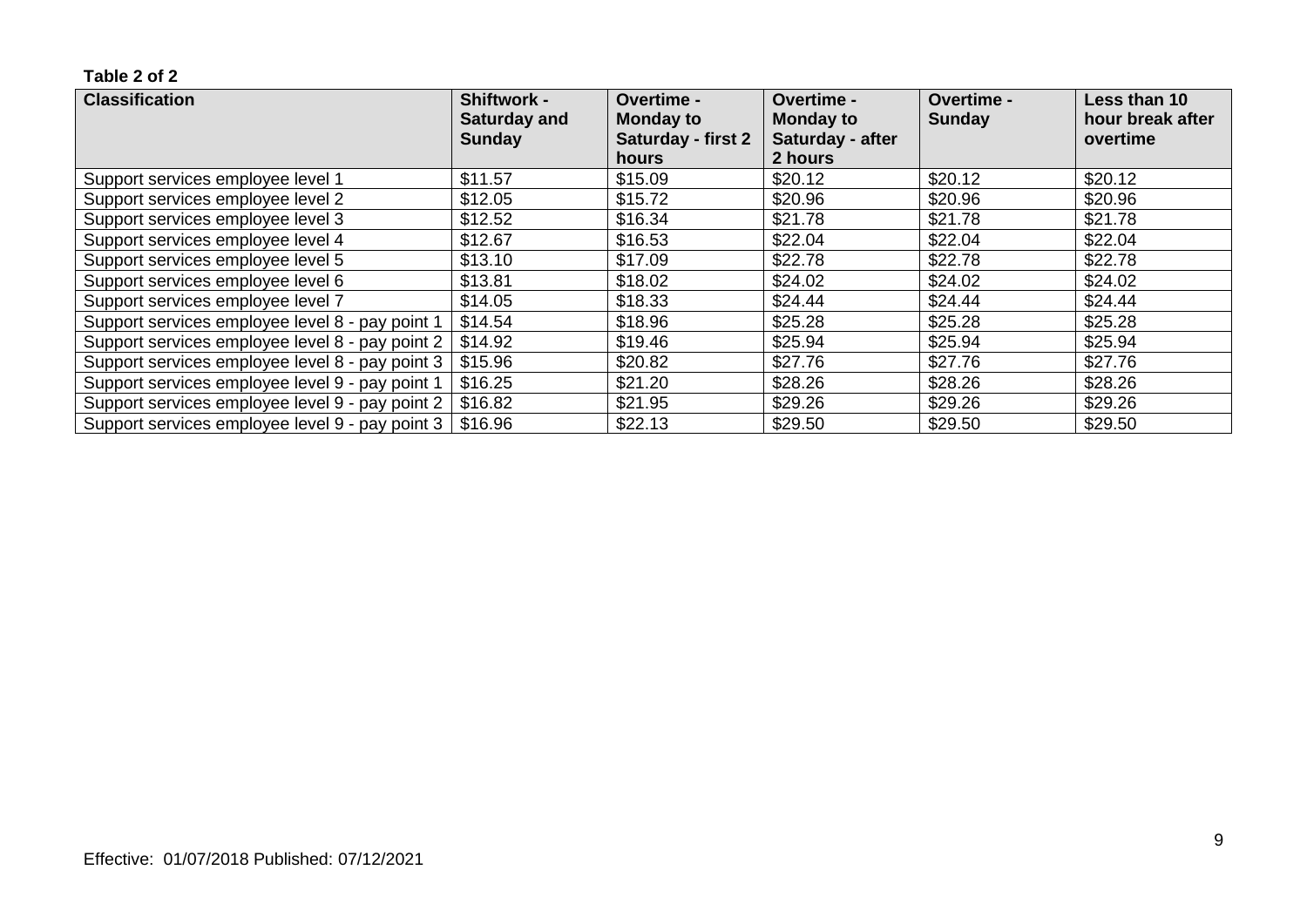**Table 2 of 2**

| Classification | Shiftwork - Saturday and Sunday | Overtime - Monday to Saturday - first 2 hours | Overtime - Monday to Saturday - after 2 hours | Overtime - Sunday | Less than 10 hour break after overtime |
|---|---|---|---|---|---|
| Support services employee level 1 | $11.57 | $15.09 | $20.12 | $20.12 | $20.12 |
| Support services employee level 2 | $12.05 | $15.72 | $20.96 | $20.96 | $20.96 |
| Support services employee level 3 | $12.52 | $16.34 | $21.78 | $21.78 | $21.78 |
| Support services employee level 4 | $12.67 | $16.53 | $22.04 | $22.04 | $22.04 |
| Support services employee level 5 | $13.10 | $17.09 | $22.78 | $22.78 | $22.78 |
| Support services employee level 6 | $13.81 | $18.02 | $24.02 | $24.02 | $24.02 |
| Support services employee level 7 | $14.05 | $18.33 | $24.44 | $24.44 | $24.44 |
| Support services employee level 8 - pay point 1 | $14.54 | $18.96 | $25.28 | $25.28 | $25.28 |
| Support services employee level 8 - pay point 2 | $14.92 | $19.46 | $25.94 | $25.94 | $25.94 |
| Support services employee level 8 - pay point 3 | $15.96 | $20.82 | $27.76 | $27.76 | $27.76 |
| Support services employee level 9 - pay point 1 | $16.25 | $21.20 | $28.26 | $28.26 | $28.26 |
| Support services employee level 9 - pay point 2 | $16.82 | $21.95 | $29.26 | $29.26 | $29.26 |
| Support services employee level 9 - pay point 3 | $16.96 | $22.13 | $29.50 | $29.50 | $29.50 |

Effective: 01/07/2018 Published: 07/12/2021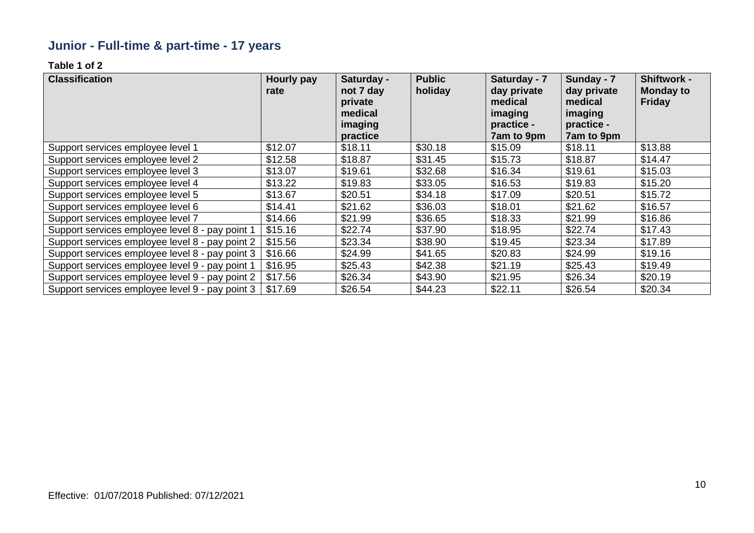## Junior - Full-time & part-time - 17 years

**Table 1 of 2**

| Classification | Hourly pay rate | Saturday - not 7 day private medical imaging practice | Public holiday | Saturday - 7 day private medical imaging practice - 7am to 9pm | Sunday - 7 day private medical imaging practice - 7am to 9pm | Shiftwork - Monday to Friday |
|---|---|---|---|---|---|---|
| Support services employee level 1 | $12.07 | $18.11 | $30.18 | $15.09 | $18.11 | $13.88 |
| Support services employee level 2 | $12.58 | $18.87 | $31.45 | $15.73 | $18.87 | $14.47 |
| Support services employee level 3 | $13.07 | $19.61 | $32.68 | $16.34 | $19.61 | $15.03 |
| Support services employee level 4 | $13.22 | $19.83 | $33.05 | $16.53 | $19.83 | $15.20 |
| Support services employee level 5 | $13.67 | $20.51 | $34.18 | $17.09 | $20.51 | $15.72 |
| Support services employee level 6 | $14.41 | $21.62 | $36.03 | $18.01 | $21.62 | $16.57 |
| Support services employee level 7 | $14.66 | $21.99 | $36.65 | $18.33 | $21.99 | $16.86 |
| Support services employee level 8 - pay point 1 | $15.16 | $22.74 | $37.90 | $18.95 | $22.74 | $17.43 |
| Support services employee level 8 - pay point 2 | $15.56 | $23.34 | $38.90 | $19.45 | $23.34 | $17.89 |
| Support services employee level 8 - pay point 3 | $16.66 | $24.99 | $41.65 | $20.83 | $24.99 | $19.16 |
| Support services employee level 9 - pay point 1 | $16.95 | $25.43 | $42.38 | $21.19 | $25.43 | $19.49 |
| Support services employee level 9 - pay point 2 | $17.56 | $26.34 | $43.90 | $21.95 | $26.34 | $20.19 |
| Support services employee level 9 - pay point 3 | $17.69 | $26.54 | $44.23 | $22.11 | $26.54 | $20.34 |

Effective: 01/07/2018 Published: 07/12/2021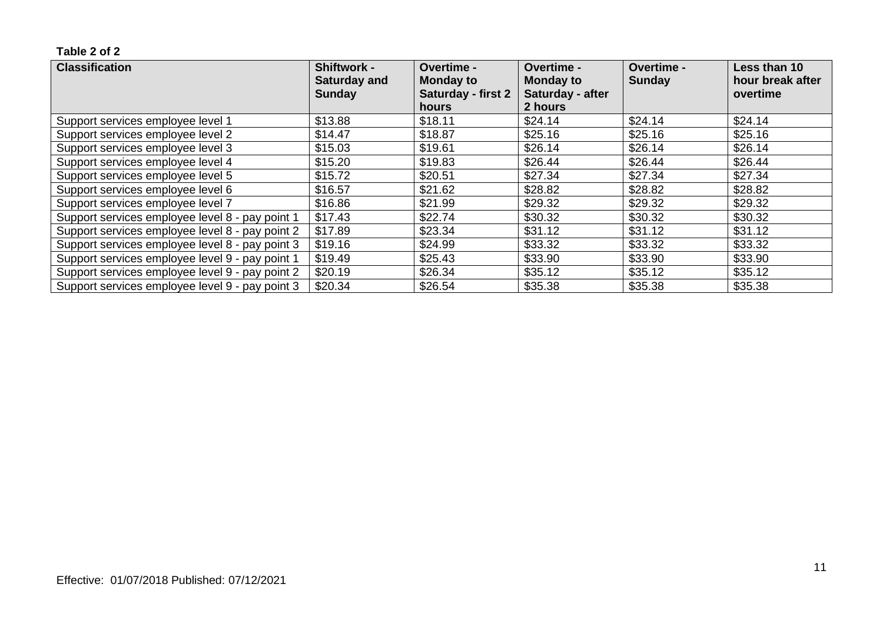**Table 2 of 2**

| Classification | Shiftwork - Saturday and Sunday | Overtime - Monday to Saturday - first 2 hours | Overtime - Monday to Saturday - after 2 hours | Overtime - Sunday | Less than 10 hour break after overtime |
|---|---|---|---|---|---|
| Support services employee level 1 | $13.88 | $18.11 | $24.14 | $24.14 | $24.14 |
| Support services employee level 2 | $14.47 | $18.87 | $25.16 | $25.16 | $25.16 |
| Support services employee level 3 | $15.03 | $19.61 | $26.14 | $26.14 | $26.14 |
| Support services employee level 4 | $15.20 | $19.83 | $26.44 | $26.44 | $26.44 |
| Support services employee level 5 | $15.72 | $20.51 | $27.34 | $27.34 | $27.34 |
| Support services employee level 6 | $16.57 | $21.62 | $28.82 | $28.82 | $28.82 |
| Support services employee level 7 | $16.86 | $21.99 | $29.32 | $29.32 | $29.32 |
| Support services employee level 8 - pay point 1 | $17.43 | $22.74 | $30.32 | $30.32 | $30.32 |
| Support services employee level 8 - pay point 2 | $17.89 | $23.34 | $31.12 | $31.12 | $31.12 |
| Support services employee level 8 - pay point 3 | $19.16 | $24.99 | $33.32 | $33.32 | $33.32 |
| Support services employee level 9 - pay point 1 | $19.49 | $25.43 | $33.90 | $33.90 | $33.90 |
| Support services employee level 9 - pay point 2 | $20.19 | $26.34 | $35.12 | $35.12 | $35.12 |
| Support services employee level 9 - pay point 3 | $20.34 | $26.54 | $35.38 | $35.38 | $35.38 |

Effective: 01/07/2018 Published: 07/12/2021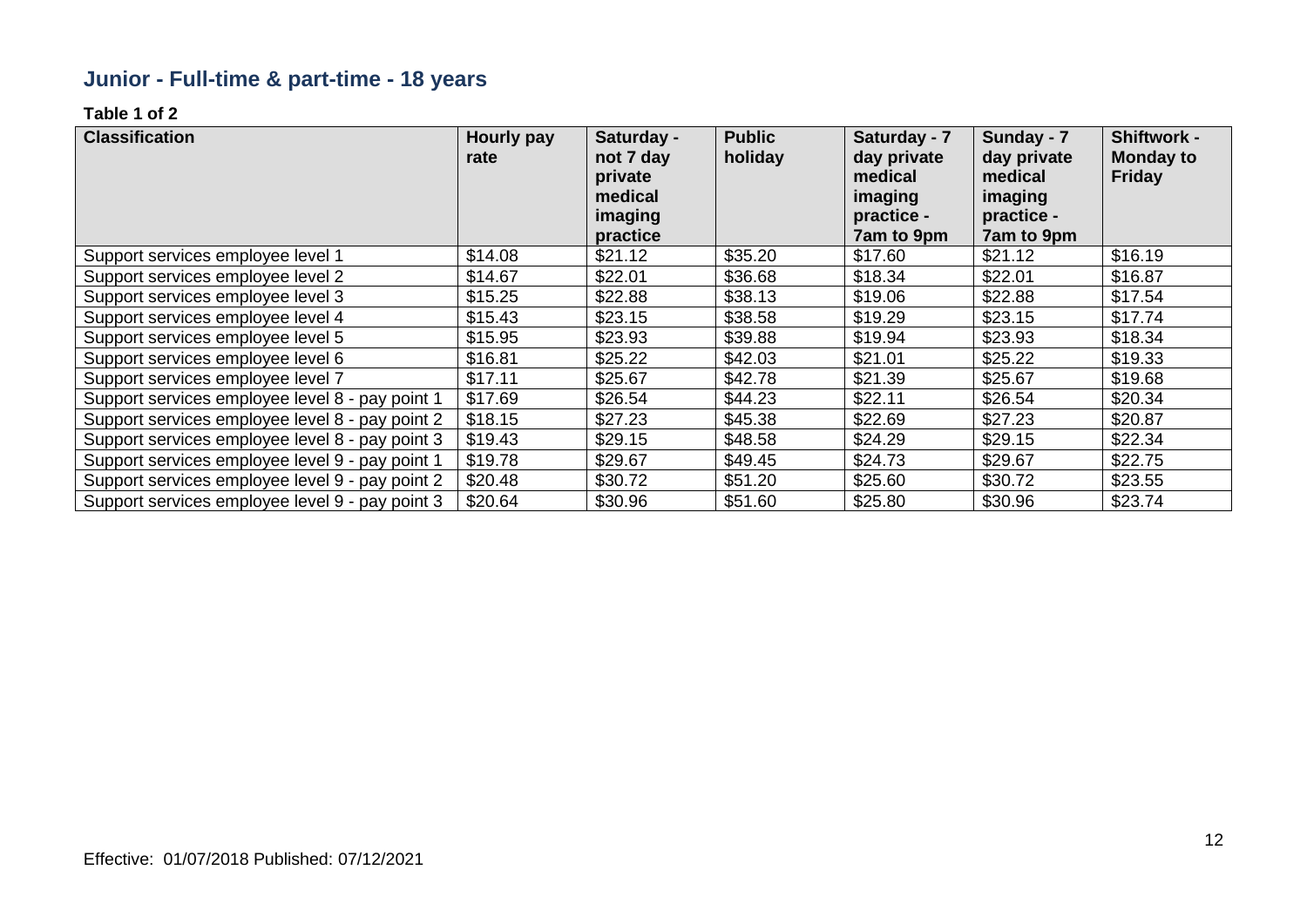## Junior - Full-time & part-time - 18 years

**Table 1 of 2**

| Classification | Hourly pay rate | Saturday - not 7 day private medical imaging practice | Public holiday | Saturday - 7 day private medical imaging practice - 7am to 9pm | Sunday - 7 day private medical imaging practice - 7am to 9pm | Shiftwork - Monday to Friday |
|---|---|---|---|---|---|---|
| Support services employee level 1 | $14.08 | $21.12 | $35.20 | $17.60 | $21.12 | $16.19 |
| Support services employee level 2 | $14.67 | $22.01 | $36.68 | $18.34 | $22.01 | $16.87 |
| Support services employee level 3 | $15.25 | $22.88 | $38.13 | $19.06 | $22.88 | $17.54 |
| Support services employee level 4 | $15.43 | $23.15 | $38.58 | $19.29 | $23.15 | $17.74 |
| Support services employee level 5 | $15.95 | $23.93 | $39.88 | $19.94 | $23.93 | $18.34 |
| Support services employee level 6 | $16.81 | $25.22 | $42.03 | $21.01 | $25.22 | $19.33 |
| Support services employee level 7 | $17.11 | $25.67 | $42.78 | $21.39 | $25.67 | $19.68 |
| Support services employee level 8 - pay point 1 | $17.69 | $26.54 | $44.23 | $22.11 | $26.54 | $20.34 |
| Support services employee level 8 - pay point 2 | $18.15 | $27.23 | $45.38 | $22.69 | $27.23 | $20.87 |
| Support services employee level 8 - pay point 3 | $19.43 | $29.15 | $48.58 | $24.29 | $29.15 | $22.34 |
| Support services employee level 9 - pay point 1 | $19.78 | $29.67 | $49.45 | $24.73 | $29.67 | $22.75 |
| Support services employee level 9 - pay point 2 | $20.48 | $30.72 | $51.20 | $25.60 | $30.72 | $23.55 |
| Support services employee level 9 - pay point 3 | $20.64 | $30.96 | $51.60 | $25.80 | $30.96 | $23.74 |

Effective: 01/07/2018 Published: 07/12/2021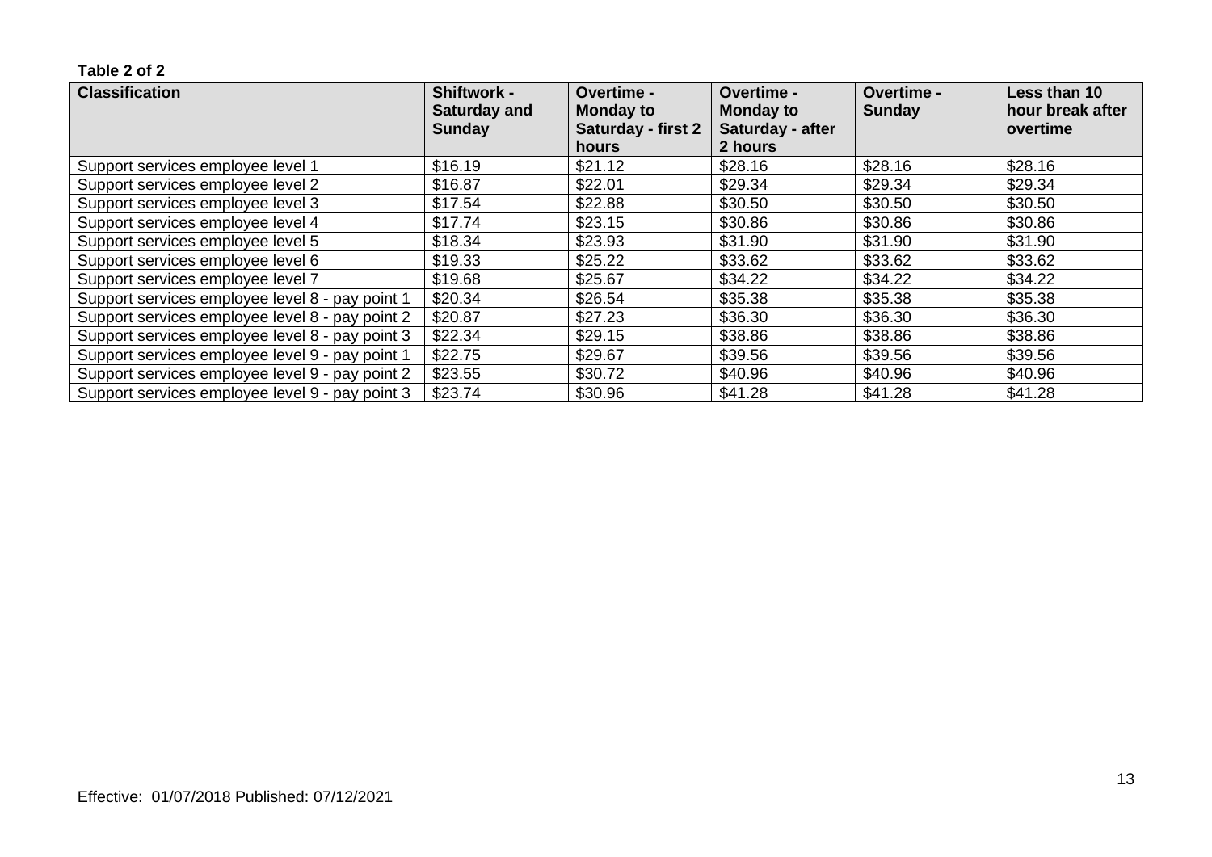**Table 2 of 2**

| Classification | Shiftwork - Saturday and Sunday | Overtime - Monday to Saturday - first 2 hours | Overtime - Monday to Saturday - after 2 hours | Overtime - Sunday | Less than 10 hour break after overtime |
|---|---|---|---|---|---|
| Support services employee level 1 | $16.19 | $21.12 | $28.16 | $28.16 | $28.16 |
| Support services employee level 2 | $16.87 | $22.01 | $29.34 | $29.34 | $29.34 |
| Support services employee level 3 | $17.54 | $22.88 | $30.50 | $30.50 | $30.50 |
| Support services employee level 4 | $17.74 | $23.15 | $30.86 | $30.86 | $30.86 |
| Support services employee level 5 | $18.34 | $23.93 | $31.90 | $31.90 | $31.90 |
| Support services employee level 6 | $19.33 | $25.22 | $33.62 | $33.62 | $33.62 |
| Support services employee level 7 | $19.68 | $25.67 | $34.22 | $34.22 | $34.22 |
| Support services employee level 8 - pay point 1 | $20.34 | $26.54 | $35.38 | $35.38 | $35.38 |
| Support services employee level 8 - pay point 2 | $20.87 | $27.23 | $36.30 | $36.30 | $36.30 |
| Support services employee level 8 - pay point 3 | $22.34 | $29.15 | $38.86 | $38.86 | $38.86 |
| Support services employee level 9 - pay point 1 | $22.75 | $29.67 | $39.56 | $39.56 | $39.56 |
| Support services employee level 9 - pay point 2 | $23.55 | $30.72 | $40.96 | $40.96 | $40.96 |
| Support services employee level 9 - pay point 3 | $23.74 | $30.96 | $41.28 | $41.28 | $41.28 |

Effective: 01/07/2018 Published: 07/12/2021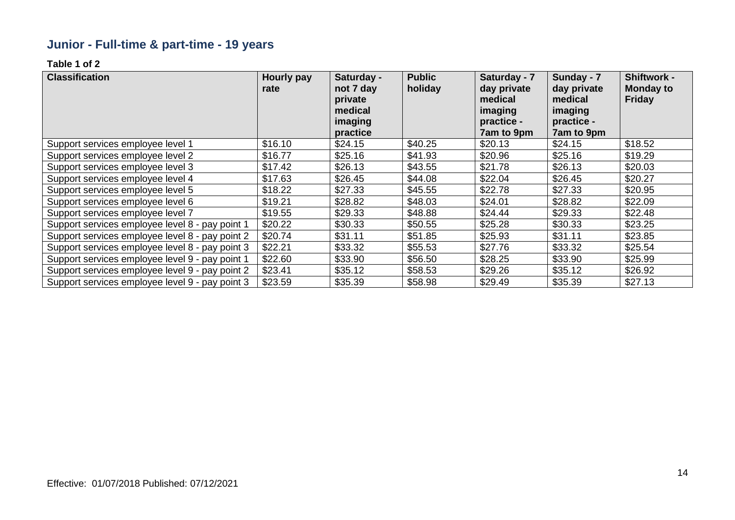## Junior - Full-time & part-time - 19 years

**Table 1 of 2**

| Classification | Hourly pay rate | Saturday - not 7 day private medical imaging practice | Public holiday | Saturday - 7 day private medical imaging practice - 7am to 9pm | Sunday - 7 day private medical imaging practice - 7am to 9pm | Shiftwork - Monday to Friday |
|---|---|---|---|---|---|---|
| Support services employee level 1 | $16.10 | $24.15 | $40.25 | $20.13 | $24.15 | $18.52 |
| Support services employee level 2 | $16.77 | $25.16 | $41.93 | $20.96 | $25.16 | $19.29 |
| Support services employee level 3 | $17.42 | $26.13 | $43.55 | $21.78 | $26.13 | $20.03 |
| Support services employee level 4 | $17.63 | $26.45 | $44.08 | $22.04 | $26.45 | $20.27 |
| Support services employee level 5 | $18.22 | $27.33 | $45.55 | $22.78 | $27.33 | $20.95 |
| Support services employee level 6 | $19.21 | $28.82 | $48.03 | $24.01 | $28.82 | $22.09 |
| Support services employee level 7 | $19.55 | $29.33 | $48.88 | $24.44 | $29.33 | $22.48 |
| Support services employee level 8 - pay point 1 | $20.22 | $30.33 | $50.55 | $25.28 | $30.33 | $23.25 |
| Support services employee level 8 - pay point 2 | $20.74 | $31.11 | $51.85 | $25.93 | $31.11 | $23.85 |
| Support services employee level 8 - pay point 3 | $22.21 | $33.32 | $55.53 | $27.76 | $33.32 | $25.54 |
| Support services employee level 9 - pay point 1 | $22.60 | $33.90 | $56.50 | $28.25 | $33.90 | $25.99 |
| Support services employee level 9 - pay point 2 | $23.41 | $35.12 | $58.53 | $29.26 | $35.12 | $26.92 |
| Support services employee level 9 - pay point 3 | $23.59 | $35.39 | $58.98 | $29.49 | $35.39 | $27.13 |

Effective: 01/07/2018 Published: 07/12/2021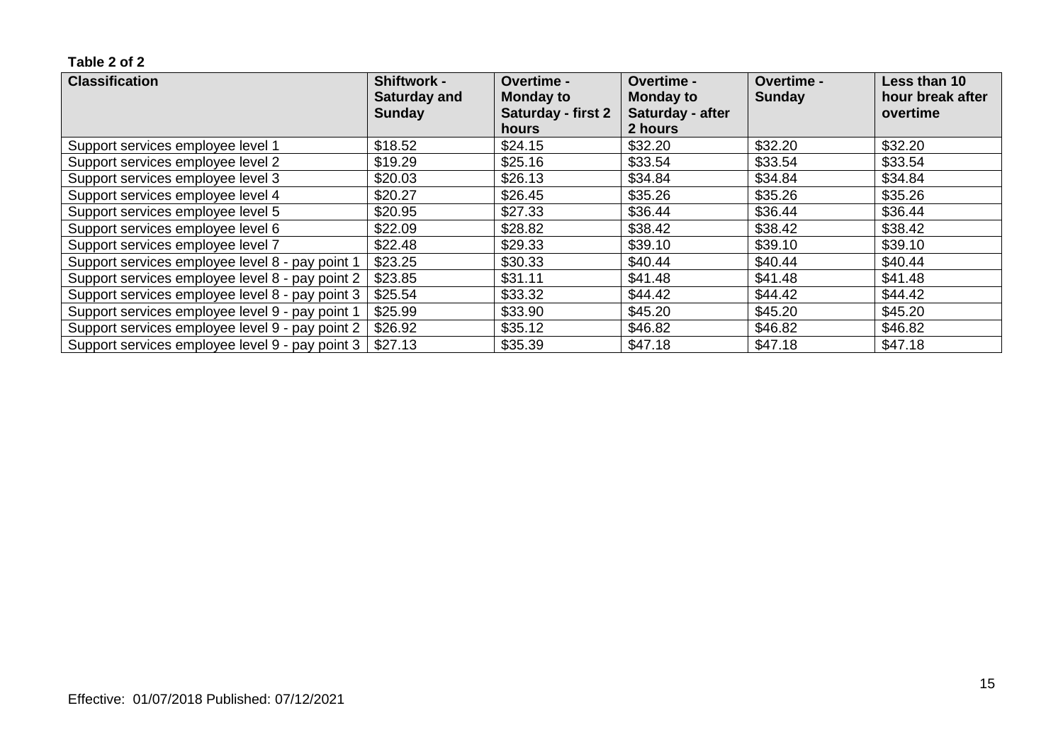**Table 2 of 2**

| Classification | Shiftwork - Saturday and Sunday | Overtime - Monday to Saturday - first 2 hours | Overtime - Monday to Saturday - after 2 hours | Overtime - Sunday | Less than 10 hour break after overtime |
|---|---|---|---|---|---|
| Support services employee level 1 | $18.52 | $24.15 | $32.20 | $32.20 | $32.20 |
| Support services employee level 2 | $19.29 | $25.16 | $33.54 | $33.54 | $33.54 |
| Support services employee level 3 | $20.03 | $26.13 | $34.84 | $34.84 | $34.84 |
| Support services employee level 4 | $20.27 | $26.45 | $35.26 | $35.26 | $35.26 |
| Support services employee level 5 | $20.95 | $27.33 | $36.44 | $36.44 | $36.44 |
| Support services employee level 6 | $22.09 | $28.82 | $38.42 | $38.42 | $38.42 |
| Support services employee level 7 | $22.48 | $29.33 | $39.10 | $39.10 | $39.10 |
| Support services employee level 8 - pay point 1 | $23.25 | $30.33 | $40.44 | $40.44 | $40.44 |
| Support services employee level 8 - pay point 2 | $23.85 | $31.11 | $41.48 | $41.48 | $41.48 |
| Support services employee level 8 - pay point 3 | $25.54 | $33.32 | $44.42 | $44.42 | $44.42 |
| Support services employee level 9 - pay point 1 | $25.99 | $33.90 | $45.20 | $45.20 | $45.20 |
| Support services employee level 9 - pay point 2 | $26.92 | $35.12 | $46.82 | $46.82 | $46.82 |
| Support services employee level 9 - pay point 3 | $27.13 | $35.39 | $47.18 | $47.18 | $47.18 |

Effective: 01/07/2018 Published: 07/12/2021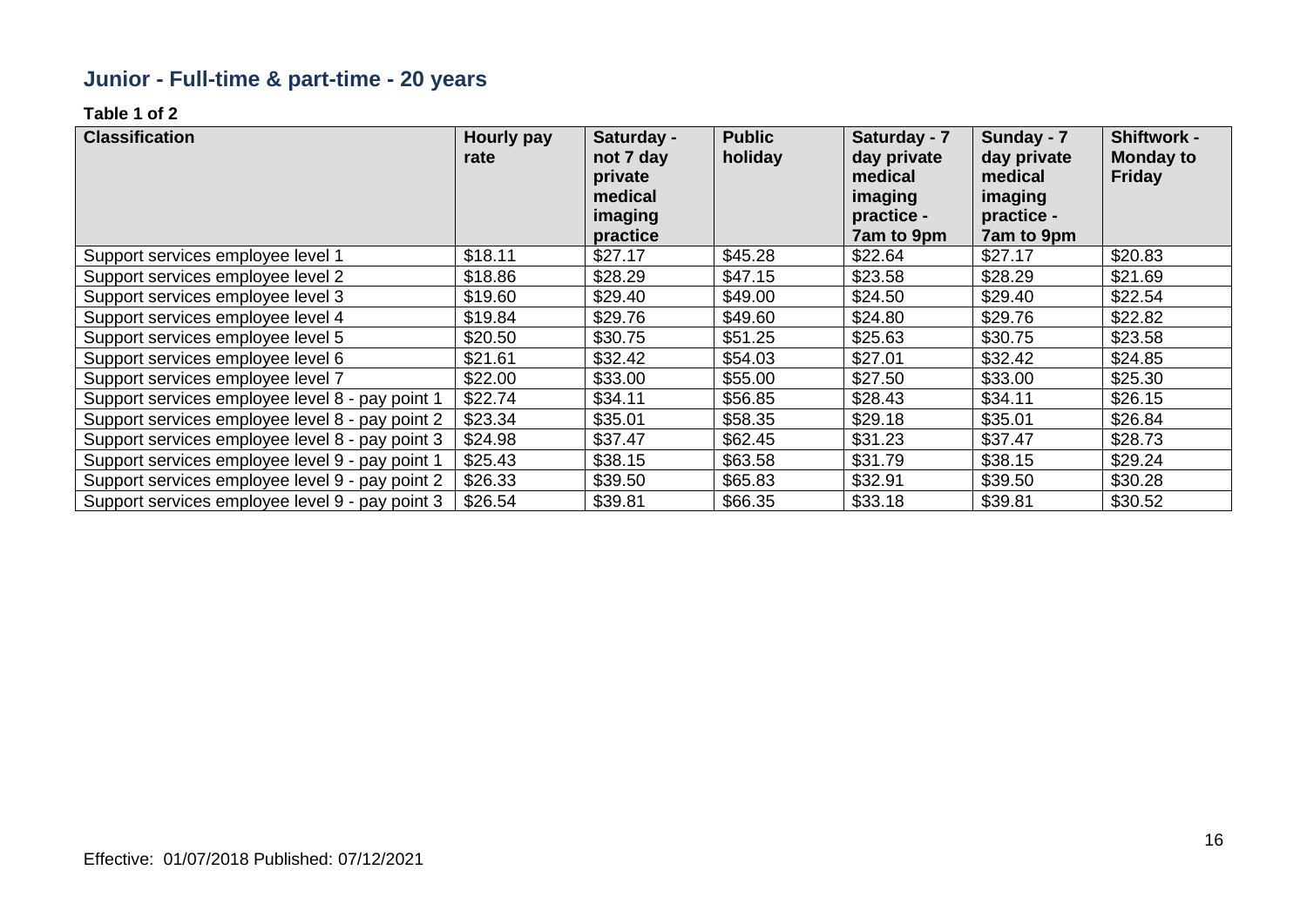## Junior - Full-time & part-time - 20 years

**Table 1 of 2**

| Classification | Hourly pay rate | Saturday - not 7 day private medical imaging practice | Public holiday | Saturday - 7 day private medical imaging practice - 7am to 9pm | Sunday - 7 day private medical imaging practice - 7am to 9pm | Shiftwork - Monday to Friday |
|---|---|---|---|---|---|---|
| Support services employee level 1 | $18.11 | $27.17 | $45.28 | $22.64 | $27.17 | $20.83 |
| Support services employee level 2 | $18.86 | $28.29 | $47.15 | $23.58 | $28.29 | $21.69 |
| Support services employee level 3 | $19.60 | $29.40 | $49.00 | $24.50 | $29.40 | $22.54 |
| Support services employee level 4 | $19.84 | $29.76 | $49.60 | $24.80 | $29.76 | $22.82 |
| Support services employee level 5 | $20.50 | $30.75 | $51.25 | $25.63 | $30.75 | $23.58 |
| Support services employee level 6 | $21.61 | $32.42 | $54.03 | $27.01 | $32.42 | $24.85 |
| Support services employee level 7 | $22.00 | $33.00 | $55.00 | $27.50 | $33.00 | $25.30 |
| Support services employee level 8 - pay point 1 | $22.74 | $34.11 | $56.85 | $28.43 | $34.11 | $26.15 |
| Support services employee level 8 - pay point 2 | $23.34 | $35.01 | $58.35 | $29.18 | $35.01 | $26.84 |
| Support services employee level 8 - pay point 3 | $24.98 | $37.47 | $62.45 | $31.23 | $37.47 | $28.73 |
| Support services employee level 9 - pay point 1 | $25.43 | $38.15 | $63.58 | $31.79 | $38.15 | $29.24 |
| Support services employee level 9 - pay point 2 | $26.33 | $39.50 | $65.83 | $32.91 | $39.50 | $30.28 |
| Support services employee level 9 - pay point 3 | $26.54 | $39.81 | $66.35 | $33.18 | $39.81 | $30.52 |

Effective: 01/07/2018 Published: 07/12/2021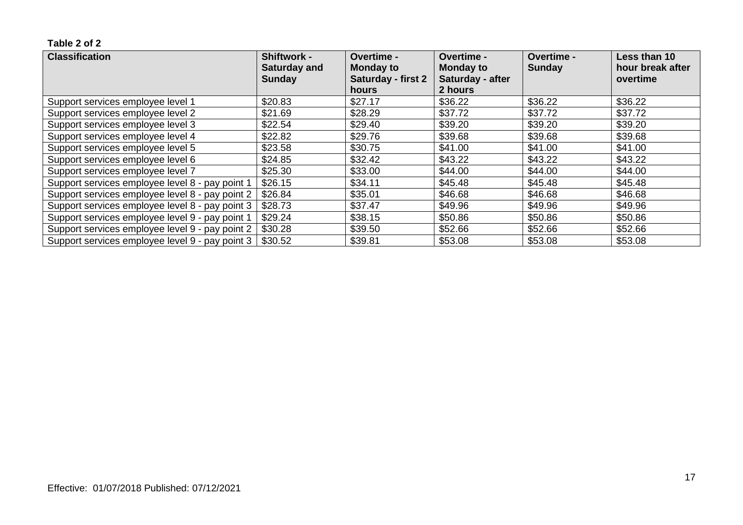**Table 2 of 2**

| Classification | Shiftwork - Saturday and Sunday | Overtime - Monday to Saturday - first 2 hours | Overtime - Monday to Saturday - after 2 hours | Overtime - Sunday | Less than 10 hour break after overtime |
|---|---|---|---|---|---|
| Support services employee level 1 | $20.83 | $27.17 | $36.22 | $36.22 | $36.22 |
| Support services employee level 2 | $21.69 | $28.29 | $37.72 | $37.72 | $37.72 |
| Support services employee level 3 | $22.54 | $29.40 | $39.20 | $39.20 | $39.20 |
| Support services employee level 4 | $22.82 | $29.76 | $39.68 | $39.68 | $39.68 |
| Support services employee level 5 | $23.58 | $30.75 | $41.00 | $41.00 | $41.00 |
| Support services employee level 6 | $24.85 | $32.42 | $43.22 | $43.22 | $43.22 |
| Support services employee level 7 | $25.30 | $33.00 | $44.00 | $44.00 | $44.00 |
| Support services employee level 8 - pay point 1 | $26.15 | $34.11 | $45.48 | $45.48 | $45.48 |
| Support services employee level 8 - pay point 2 | $26.84 | $35.01 | $46.68 | $46.68 | $46.68 |
| Support services employee level 8 - pay point 3 | $28.73 | $37.47 | $49.96 | $49.96 | $49.96 |
| Support services employee level 9 - pay point 1 | $29.24 | $38.15 | $50.86 | $50.86 | $50.86 |
| Support services employee level 9 - pay point 2 | $30.28 | $39.50 | $52.66 | $52.66 | $52.66 |
| Support services employee level 9 - pay point 3 | $30.52 | $39.81 | $53.08 | $53.08 | $53.08 |

Effective: 01/07/2018 Published: 07/12/2021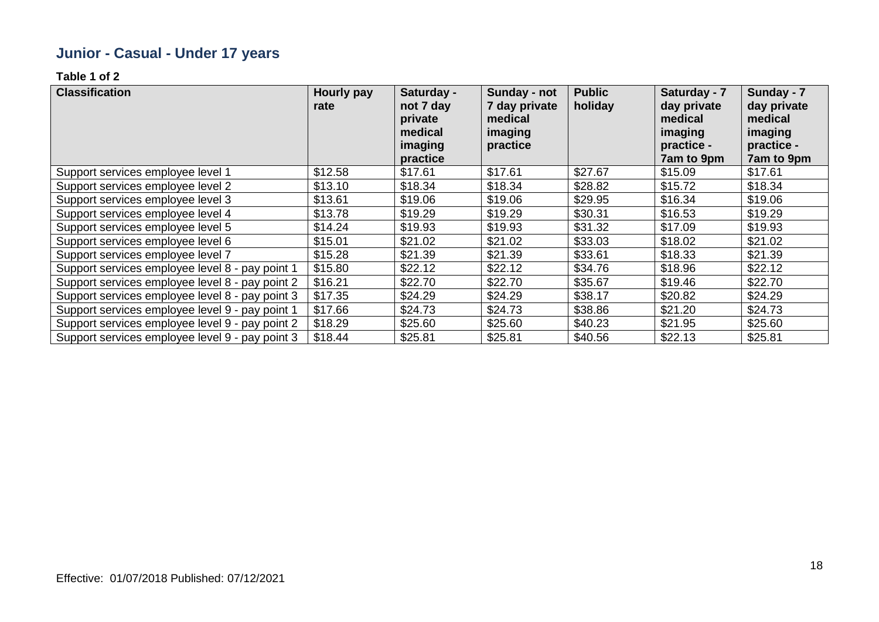## Junior - Casual - Under 17 years

**Table 1 of 2**

| Classification | Hourly pay rate | Saturday - not 7 day private medical imaging practice | Sunday - not 7 day private medical imaging practice | Public holiday | Saturday - 7 day private medical imaging practice - 7am to 9pm | Sunday - 7 day private medical imaging practice - 7am to 9pm |
|---|---|---|---|---|---|---|
| Support services employee level 1 | $12.58 | $17.61 | $17.61 | $27.67 | $15.09 | $17.61 |
| Support services employee level 2 | $13.10 | $18.34 | $18.34 | $28.82 | $15.72 | $18.34 |
| Support services employee level 3 | $13.61 | $19.06 | $19.06 | $29.95 | $16.34 | $19.06 |
| Support services employee level 4 | $13.78 | $19.29 | $19.29 | $30.31 | $16.53 | $19.29 |
| Support services employee level 5 | $14.24 | $19.93 | $19.93 | $31.32 | $17.09 | $19.93 |
| Support services employee level 6 | $15.01 | $21.02 | $21.02 | $33.03 | $18.02 | $21.02 |
| Support services employee level 7 | $15.28 | $21.39 | $21.39 | $33.61 | $18.33 | $21.39 |
| Support services employee level 8 - pay point 1 | $15.80 | $22.12 | $22.12 | $34.76 | $18.96 | $22.12 |
| Support services employee level 8 - pay point 2 | $16.21 | $22.70 | $22.70 | $35.67 | $19.46 | $22.70 |
| Support services employee level 8 - pay point 3 | $17.35 | $24.29 | $24.29 | $38.17 | $20.82 | $24.29 |
| Support services employee level 9 - pay point 1 | $17.66 | $24.73 | $24.73 | $38.86 | $21.20 | $24.73 |
| Support services employee level 9 - pay point 2 | $18.29 | $25.60 | $25.60 | $40.23 | $21.95 | $25.60 |
| Support services employee level 9 - pay point 3 | $18.44 | $25.81 | $25.81 | $40.56 | $22.13 | $25.81 |

Effective: 01/07/2018 Published: 07/12/2021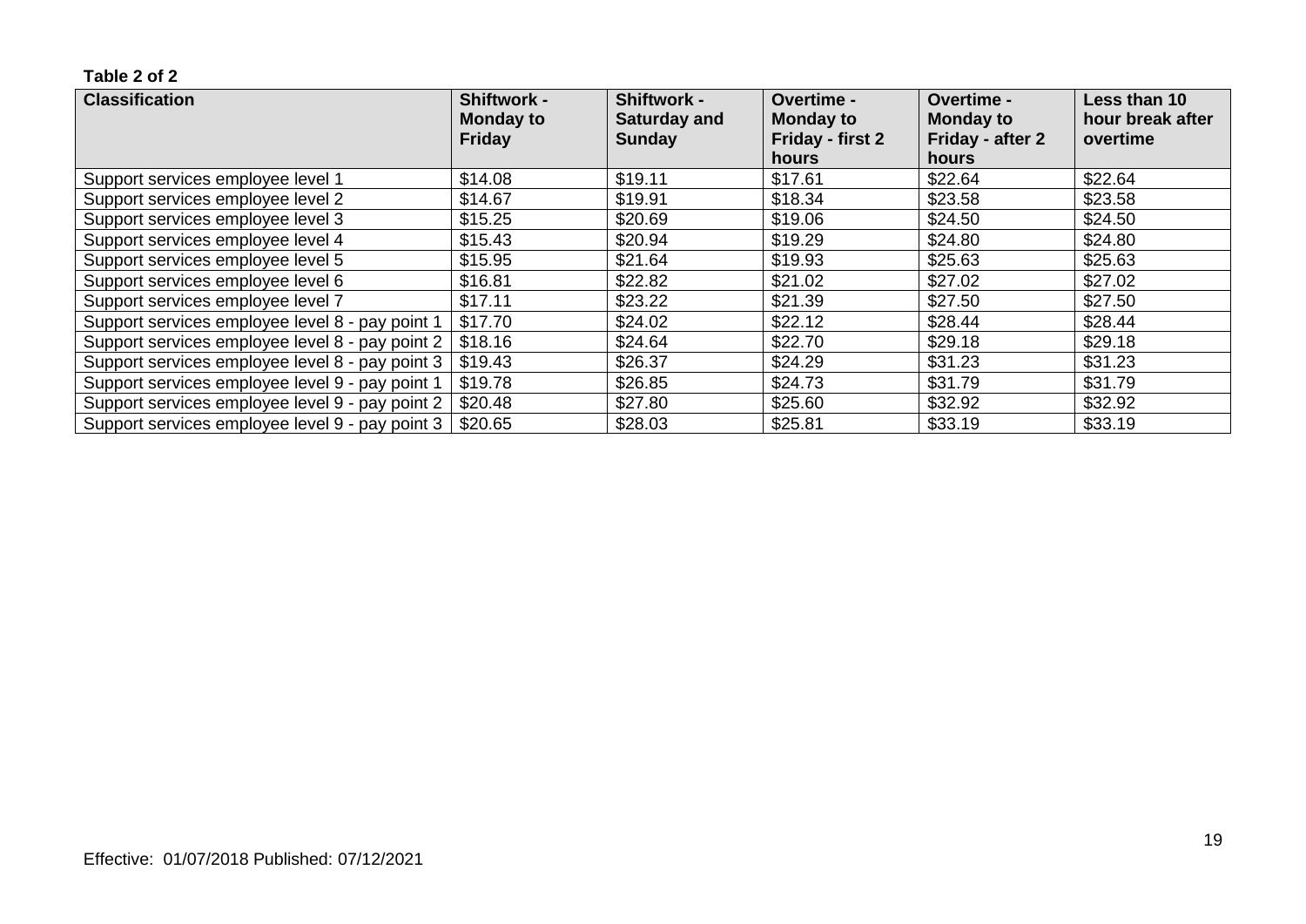**Table 2 of 2**

| Classification | Shiftwork - Monday to Friday | Shiftwork - Saturday and Sunday | Overtime - Monday to Friday - first 2 hours | Overtime - Monday to Friday - after 2 hours | Less than 10 hour break after overtime |
|---|---|---|---|---|---|
| Support services employee level 1 | $14.08 | $19.11 | $17.61 | $22.64 | $22.64 |
| Support services employee level 2 | $14.67 | $19.91 | $18.34 | $23.58 | $23.58 |
| Support services employee level 3 | $15.25 | $20.69 | $19.06 | $24.50 | $24.50 |
| Support services employee level 4 | $15.43 | $20.94 | $19.29 | $24.80 | $24.80 |
| Support services employee level 5 | $15.95 | $21.64 | $19.93 | $25.63 | $25.63 |
| Support services employee level 6 | $16.81 | $22.82 | $21.02 | $27.02 | $27.02 |
| Support services employee level 7 | $17.11 | $23.22 | $21.39 | $27.50 | $27.50 |
| Support services employee level 8 - pay point 1 | $17.70 | $24.02 | $22.12 | $28.44 | $28.44 |
| Support services employee level 8 - pay point 2 | $18.16 | $24.64 | $22.70 | $29.18 | $29.18 |
| Support services employee level 8 - pay point 3 | $19.43 | $26.37 | $24.29 | $31.23 | $31.23 |
| Support services employee level 9 - pay point 1 | $19.78 | $26.85 | $24.73 | $31.79 | $31.79 |
| Support services employee level 9 - pay point 2 | $20.48 | $27.80 | $25.60 | $32.92 | $32.92 |
| Support services employee level 9 - pay point 3 | $20.65 | $28.03 | $25.81 | $33.19 | $33.19 |

Effective: 01/07/2018 Published: 07/12/2021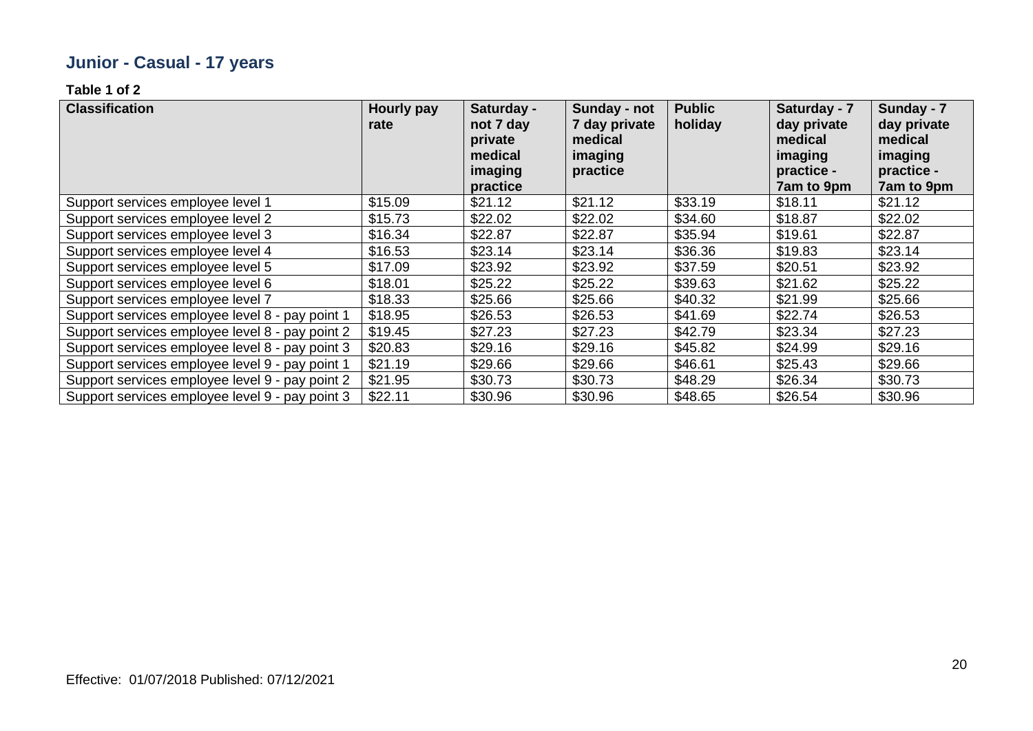## Junior - Casual - 17 years

**Table 1 of 2**

| Classification | Hourly pay rate | Saturday - not 7 day private medical imaging practice | Sunday - not 7 day private medical imaging practice | Public holiday | Saturday - 7 day private medical imaging practice - 7am to 9pm | Sunday - 7 day private medical imaging practice - 7am to 9pm |
|---|---|---|---|---|---|---|
| Support services employee level 1 | $15.09 | $21.12 | $21.12 | $33.19 | $18.11 | $21.12 |
| Support services employee level 2 | $15.73 | $22.02 | $22.02 | $34.60 | $18.87 | $22.02 |
| Support services employee level 3 | $16.34 | $22.87 | $22.87 | $35.94 | $19.61 | $22.87 |
| Support services employee level 4 | $16.53 | $23.14 | $23.14 | $36.36 | $19.83 | $23.14 |
| Support services employee level 5 | $17.09 | $23.92 | $23.92 | $37.59 | $20.51 | $23.92 |
| Support services employee level 6 | $18.01 | $25.22 | $25.22 | $39.63 | $21.62 | $25.22 |
| Support services employee level 7 | $18.33 | $25.66 | $25.66 | $40.32 | $21.99 | $25.66 |
| Support services employee level 8 - pay point 1 | $18.95 | $26.53 | $26.53 | $41.69 | $22.74 | $26.53 |
| Support services employee level 8 - pay point 2 | $19.45 | $27.23 | $27.23 | $42.79 | $23.34 | $27.23 |
| Support services employee level 8 - pay point 3 | $20.83 | $29.16 | $29.16 | $45.82 | $24.99 | $29.16 |
| Support services employee level 9 - pay point 1 | $21.19 | $29.66 | $29.66 | $46.61 | $25.43 | $29.66 |
| Support services employee level 9 - pay point 2 | $21.95 | $30.73 | $30.73 | $48.29 | $26.34 | $30.73 |
| Support services employee level 9 - pay point 3 | $22.11 | $30.96 | $30.96 | $48.65 | $26.54 | $30.96 |

Effective: 01/07/2018 Published: 07/12/2021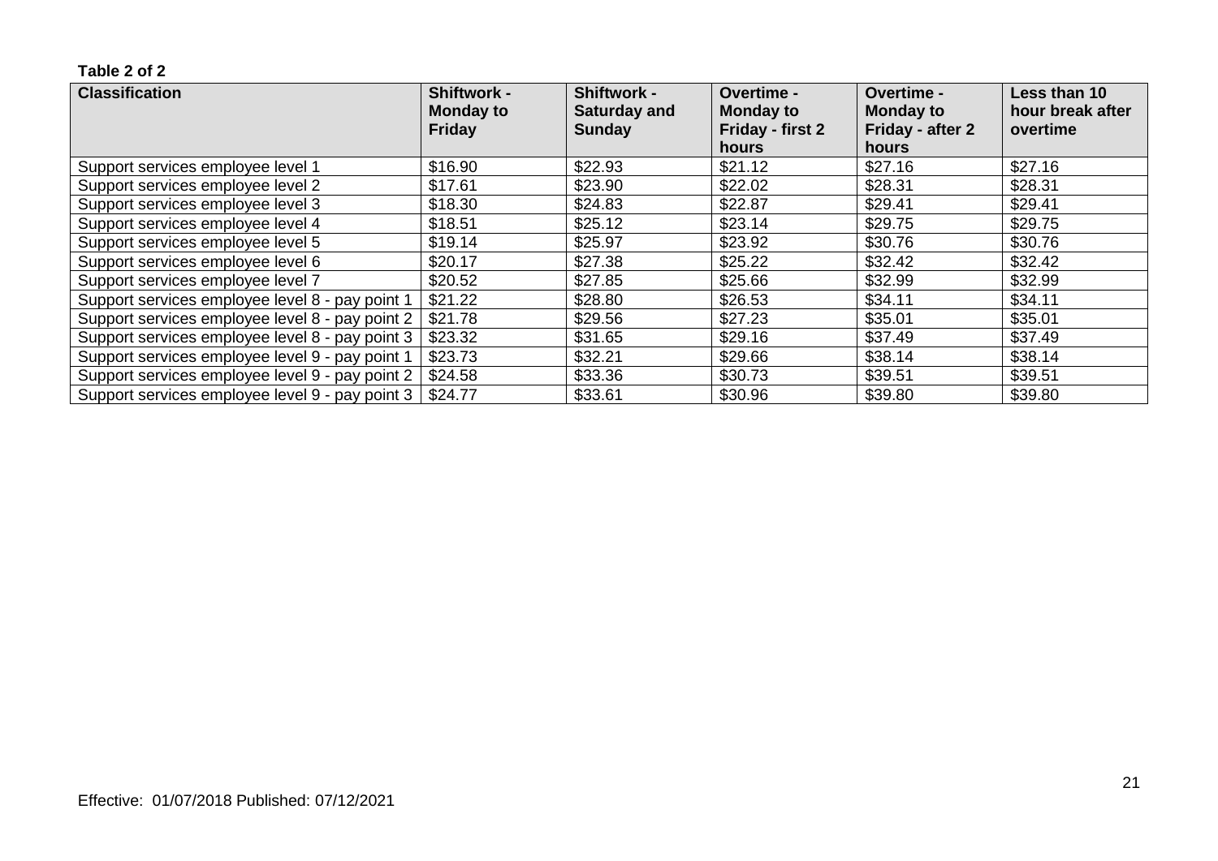**Table 2 of 2**

| Classification | Shiftwork - Monday to Friday | Shiftwork - Saturday and Sunday | Overtime - Monday to Friday - first 2 hours | Overtime - Monday to Friday - after 2 hours | Less than 10 hour break after overtime |
|---|---|---|---|---|---|
| Support services employee level 1 | $16.90 | $22.93 | $21.12 | $27.16 | $27.16 |
| Support services employee level 2 | $17.61 | $23.90 | $22.02 | $28.31 | $28.31 |
| Support services employee level 3 | $18.30 | $24.83 | $22.87 | $29.41 | $29.41 |
| Support services employee level 4 | $18.51 | $25.12 | $23.14 | $29.75 | $29.75 |
| Support services employee level 5 | $19.14 | $25.97 | $23.92 | $30.76 | $30.76 |
| Support services employee level 6 | $20.17 | $27.38 | $25.22 | $32.42 | $32.42 |
| Support services employee level 7 | $20.52 | $27.85 | $25.66 | $32.99 | $32.99 |
| Support services employee level 8 - pay point 1 | $21.22 | $28.80 | $26.53 | $34.11 | $34.11 |
| Support services employee level 8 - pay point 2 | $21.78 | $29.56 | $27.23 | $35.01 | $35.01 |
| Support services employee level 8 - pay point 3 | $23.32 | $31.65 | $29.16 | $37.49 | $37.49 |
| Support services employee level 9 - pay point 1 | $23.73 | $32.21 | $29.66 | $38.14 | $38.14 |
| Support services employee level 9 - pay point 2 | $24.58 | $33.36 | $30.73 | $39.51 | $39.51 |
| Support services employee level 9 - pay point 3 | $24.77 | $33.61 | $30.96 | $39.80 | $39.80 |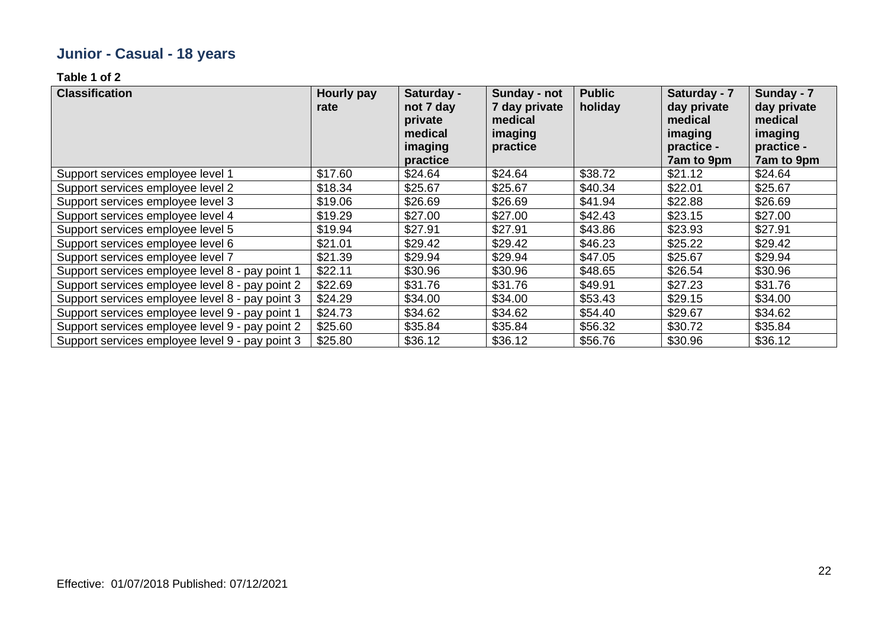## Junior - Casual - 18 years

**Table 1 of 2**

| Classification | Hourly pay rate | Saturday - not 7 day private medical imaging practice | Sunday - not 7 day private medical imaging practice | Public holiday | Saturday - 7 day private medical imaging practice - 7am to 9pm | Sunday - 7 day private medical imaging practice - 7am to 9pm |
|---|---|---|---|---|---|---|
| Support services employee level 1 | $17.60 | $24.64 | $24.64 | $38.72 | $21.12 | $24.64 |
| Support services employee level 2 | $18.34 | $25.67 | $25.67 | $40.34 | $22.01 | $25.67 |
| Support services employee level 3 | $19.06 | $26.69 | $26.69 | $41.94 | $22.88 | $26.69 |
| Support services employee level 4 | $19.29 | $27.00 | $27.00 | $42.43 | $23.15 | $27.00 |
| Support services employee level 5 | $19.94 | $27.91 | $27.91 | $43.86 | $23.93 | $27.91 |
| Support services employee level 6 | $21.01 | $29.42 | $29.42 | $46.23 | $25.22 | $29.42 |
| Support services employee level 7 | $21.39 | $29.94 | $29.94 | $47.05 | $25.67 | $29.94 |
| Support services employee level 8 - pay point 1 | $22.11 | $30.96 | $30.96 | $48.65 | $26.54 | $30.96 |
| Support services employee level 8 - pay point 2 | $22.69 | $31.76 | $31.76 | $49.91 | $27.23 | $31.76 |
| Support services employee level 8 - pay point 3 | $24.29 | $34.00 | $34.00 | $53.43 | $29.15 | $34.00 |
| Support services employee level 9 - pay point 1 | $24.73 | $34.62 | $34.62 | $54.40 | $29.67 | $34.62 |
| Support services employee level 9 - pay point 2 | $25.60 | $35.84 | $35.84 | $56.32 | $30.72 | $35.84 |
| Support services employee level 9 - pay point 3 | $25.80 | $36.12 | $36.12 | $56.76 | $30.96 | $36.12 |

Effective: 01/07/2018 Published: 07/12/2021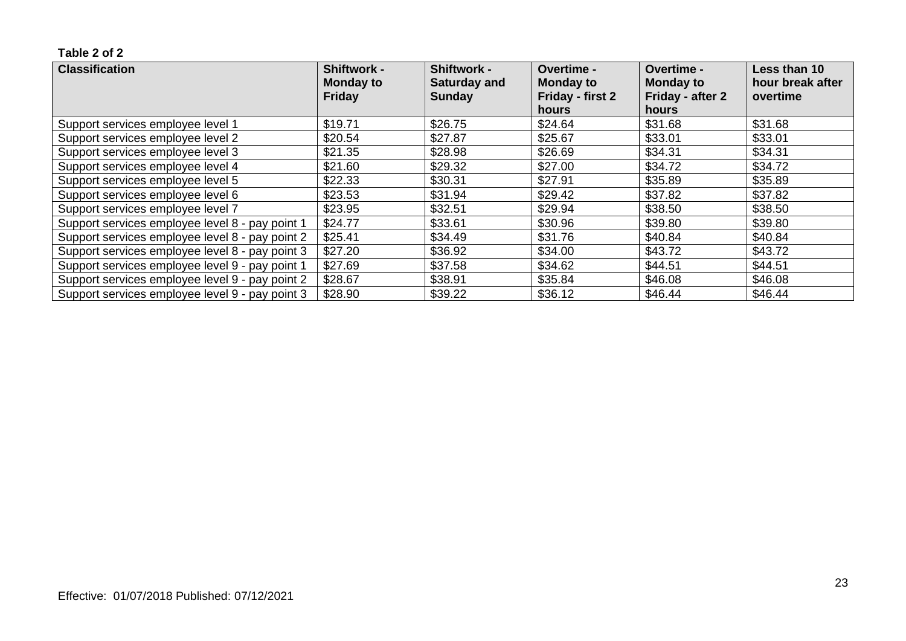**Table 2 of 2**

| Classification | Shiftwork - Monday to Friday | Shiftwork - Saturday and Sunday | Overtime - Monday to Friday - first 2 hours | Overtime - Monday to Friday - after 2 hours | Less than 10 hour break after overtime |
|---|---|---|---|---|---|
| Support services employee level 1 | $19.71 | $26.75 | $24.64 | $31.68 | $31.68 |
| Support services employee level 2 | $20.54 | $27.87 | $25.67 | $33.01 | $33.01 |
| Support services employee level 3 | $21.35 | $28.98 | $26.69 | $34.31 | $34.31 |
| Support services employee level 4 | $21.60 | $29.32 | $27.00 | $34.72 | $34.72 |
| Support services employee level 5 | $22.33 | $30.31 | $27.91 | $35.89 | $35.89 |
| Support services employee level 6 | $23.53 | $31.94 | $29.42 | $37.82 | $37.82 |
| Support services employee level 7 | $23.95 | $32.51 | $29.94 | $38.50 | $38.50 |
| Support services employee level 8 - pay point 1 | $24.77 | $33.61 | $30.96 | $39.80 | $39.80 |
| Support services employee level 8 - pay point 2 | $25.41 | $34.49 | $31.76 | $40.84 | $40.84 |
| Support services employee level 8 - pay point 3 | $27.20 | $36.92 | $34.00 | $43.72 | $43.72 |
| Support services employee level 9 - pay point 1 | $27.69 | $37.58 | $34.62 | $44.51 | $44.51 |
| Support services employee level 9 - pay point 2 | $28.67 | $38.91 | $35.84 | $46.08 | $46.08 |
| Support services employee level 9 - pay point 3 | $28.90 | $39.22 | $36.12 | $46.44 | $46.44 |

Effective: 01/07/2018 Published: 07/12/2021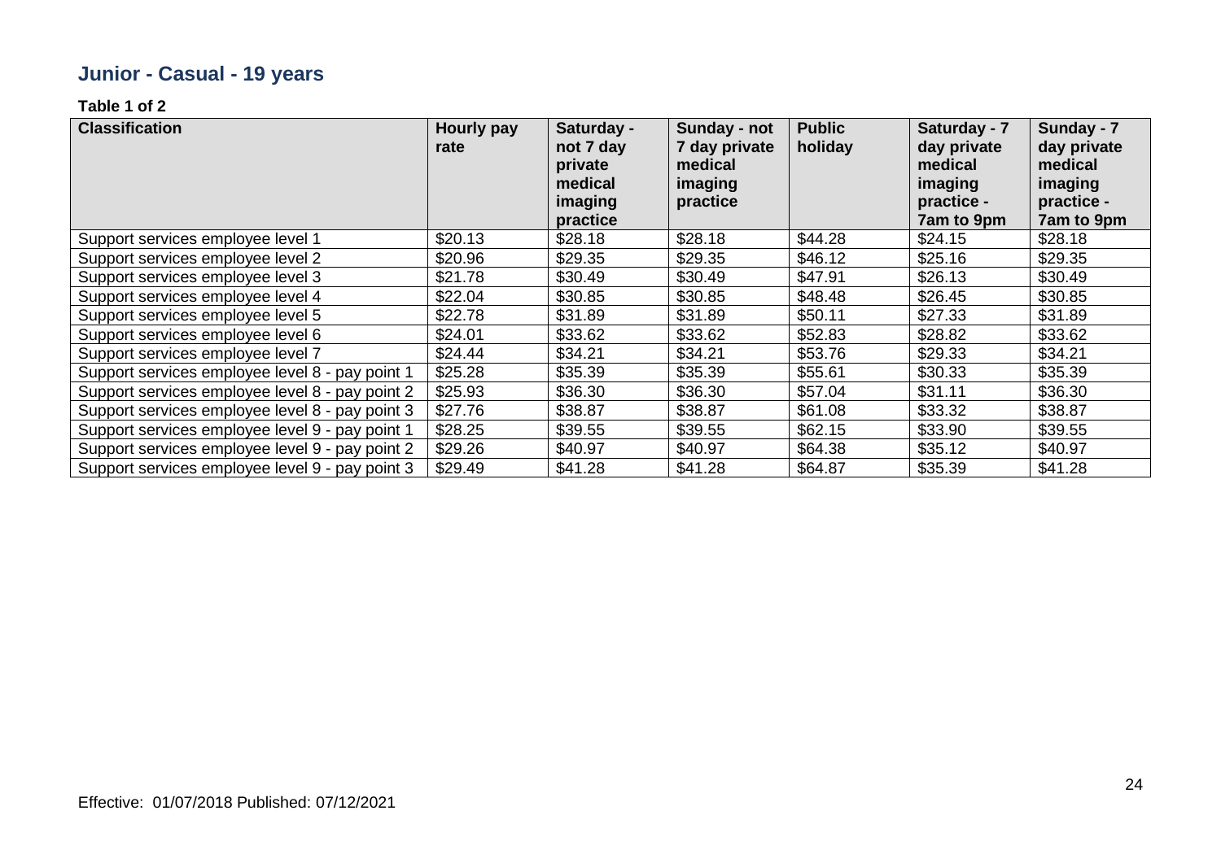## Junior - Casual - 19 years

**Table 1 of 2**

| Classification | Hourly pay rate | Saturday - not 7 day private medical imaging practice | Sunday - not 7 day private medical imaging practice | Public holiday | Saturday - 7 day private medical imaging practice - 7am to 9pm | Sunday - 7 day private medical imaging practice - 7am to 9pm |
|---|---|---|---|---|---|---|
| Support services employee level 1 | $20.13 | $28.18 | $28.18 | $44.28 | $24.15 | $28.18 |
| Support services employee level 2 | $20.96 | $29.35 | $29.35 | $46.12 | $25.16 | $29.35 |
| Support services employee level 3 | $21.78 | $30.49 | $30.49 | $47.91 | $26.13 | $30.49 |
| Support services employee level 4 | $22.04 | $30.85 | $30.85 | $48.48 | $26.45 | $30.85 |
| Support services employee level 5 | $22.78 | $31.89 | $31.89 | $50.11 | $27.33 | $31.89 |
| Support services employee level 6 | $24.01 | $33.62 | $33.62 | $52.83 | $28.82 | $33.62 |
| Support services employee level 7 | $24.44 | $34.21 | $34.21 | $53.76 | $29.33 | $34.21 |
| Support services employee level 8 - pay point 1 | $25.28 | $35.39 | $35.39 | $55.61 | $30.33 | $35.39 |
| Support services employee level 8 - pay point 2 | $25.93 | $36.30 | $36.30 | $57.04 | $31.11 | $36.30 |
| Support services employee level 8 - pay point 3 | $27.76 | $38.87 | $38.87 | $61.08 | $33.32 | $38.87 |
| Support services employee level 9 - pay point 1 | $28.25 | $39.55 | $39.55 | $62.15 | $33.90 | $39.55 |
| Support services employee level 9 - pay point 2 | $29.26 | $40.97 | $40.97 | $64.38 | $35.12 | $40.97 |
| Support services employee level 9 - pay point 3 | $29.49 | $41.28 | $41.28 | $64.87 | $35.39 | $41.28 |

Effective: 01/07/2018 Published: 07/12/2021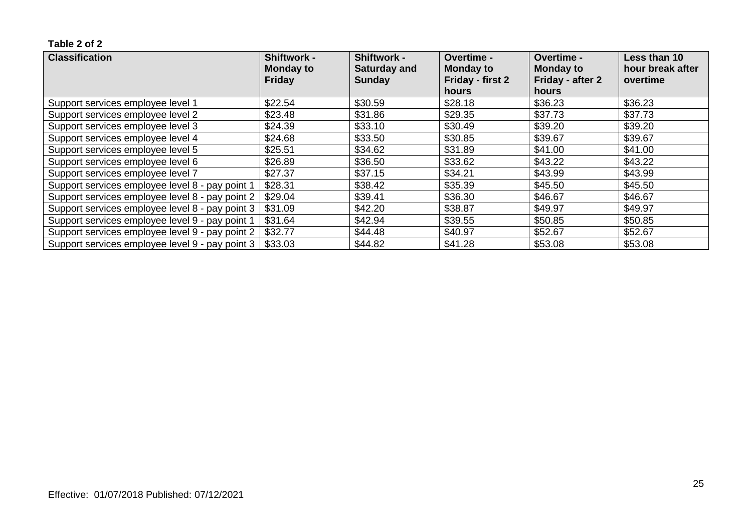**Table 2 of 2**

| Classification | Shiftwork - Monday to Friday | Shiftwork - Saturday and Sunday | Overtime - Monday to Friday - first 2 hours | Overtime - Monday to Friday - after 2 hours | Less than 10 hour break after overtime |
|---|---|---|---|---|---|
| Support services employee level 1 | $22.54 | $30.59 | $28.18 | $36.23 | $36.23 |
| Support services employee level 2 | $23.48 | $31.86 | $29.35 | $37.73 | $37.73 |
| Support services employee level 3 | $24.39 | $33.10 | $30.49 | $39.20 | $39.20 |
| Support services employee level 4 | $24.68 | $33.50 | $30.85 | $39.67 | $39.67 |
| Support services employee level 5 | $25.51 | $34.62 | $31.89 | $41.00 | $41.00 |
| Support services employee level 6 | $26.89 | $36.50 | $33.62 | $43.22 | $43.22 |
| Support services employee level 7 | $27.37 | $37.15 | $34.21 | $43.99 | $43.99 |
| Support services employee level 8 - pay point 1 | $28.31 | $38.42 | $35.39 | $45.50 | $45.50 |
| Support services employee level 8 - pay point 2 | $29.04 | $39.41 | $36.30 | $46.67 | $46.67 |
| Support services employee level 8 - pay point 3 | $31.09 | $42.20 | $38.87 | $49.97 | $49.97 |
| Support services employee level 9 - pay point 1 | $31.64 | $42.94 | $39.55 | $50.85 | $50.85 |
| Support services employee level 9 - pay point 2 | $32.77 | $44.48 | $40.97 | $52.67 | $52.67 |
| Support services employee level 9 - pay point 3 | $33.03 | $44.82 | $41.28 | $53.08 | $53.08 |

Effective: 01/07/2018 Published: 07/12/2021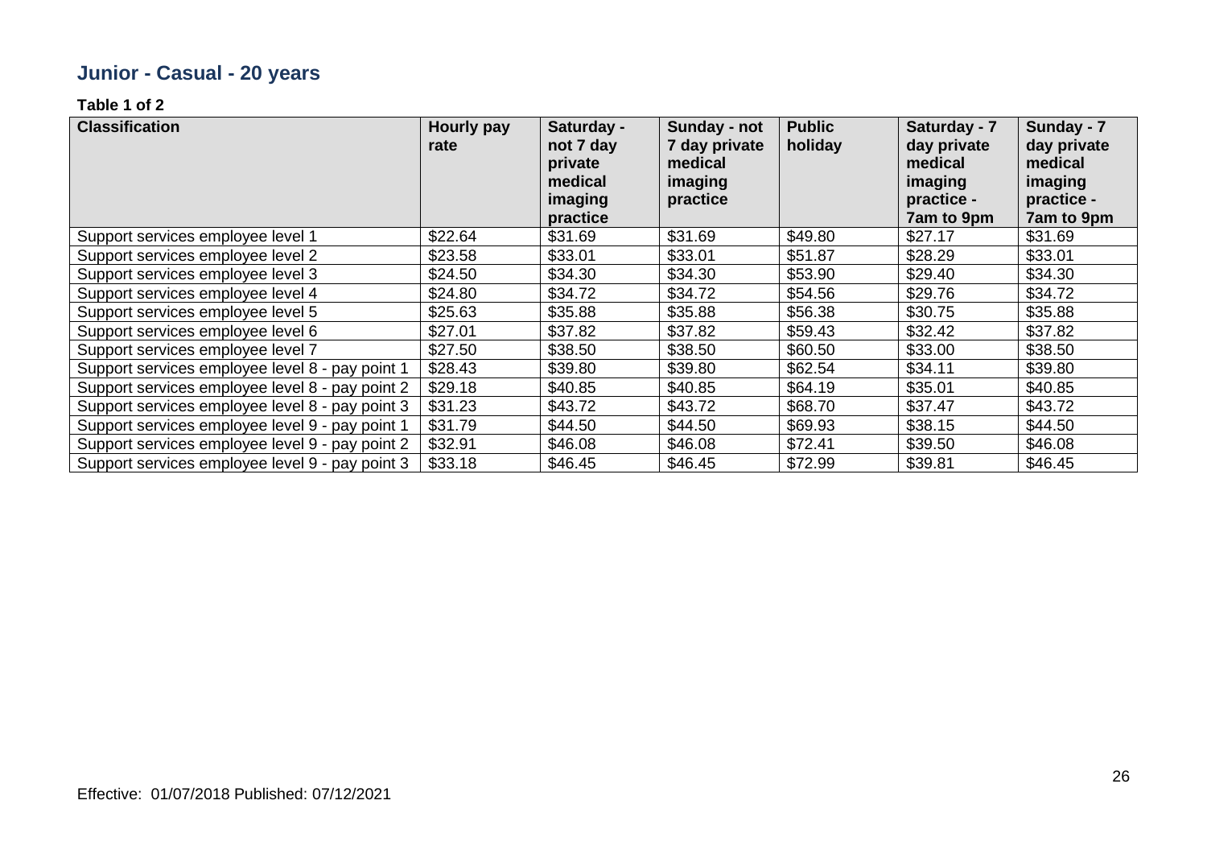## Junior - Casual - 20 years

**Table 1 of 2**

| Classification | Hourly pay rate | Saturday - not 7 day private medical imaging practice | Sunday - not 7 day private medical imaging practice | Public holiday | Saturday - 7 day private medical imaging practice - 7am to 9pm | Sunday - 7 day private medical imaging practice - 7am to 9pm |
|---|---|---|---|---|---|---|
| Support services employee level 1 | $22.64 | $31.69 | $31.69 | $49.80 | $27.17 | $31.69 |
| Support services employee level 2 | $23.58 | $33.01 | $33.01 | $51.87 | $28.29 | $33.01 |
| Support services employee level 3 | $24.50 | $34.30 | $34.30 | $53.90 | $29.40 | $34.30 |
| Support services employee level 4 | $24.80 | $34.72 | $34.72 | $54.56 | $29.76 | $34.72 |
| Support services employee level 5 | $25.63 | $35.88 | $35.88 | $56.38 | $30.75 | $35.88 |
| Support services employee level 6 | $27.01 | $37.82 | $37.82 | $59.43 | $32.42 | $37.82 |
| Support services employee level 7 | $27.50 | $38.50 | $38.50 | $60.50 | $33.00 | $38.50 |
| Support services employee level 8 - pay point 1 | $28.43 | $39.80 | $39.80 | $62.54 | $34.11 | $39.80 |
| Support services employee level 8 - pay point 2 | $29.18 | $40.85 | $40.85 | $64.19 | $35.01 | $40.85 |
| Support services employee level 8 - pay point 3 | $31.23 | $43.72 | $43.72 | $68.70 | $37.47 | $43.72 |
| Support services employee level 9 - pay point 1 | $31.79 | $44.50 | $44.50 | $69.93 | $38.15 | $44.50 |
| Support services employee level 9 - pay point 2 | $32.91 | $46.08 | $46.08 | $72.41 | $39.50 | $46.08 |
| Support services employee level 9 - pay point 3 | $33.18 | $46.45 | $46.45 | $72.99 | $39.81 | $46.45 |

Effective: 01/07/2018 Published: 07/12/2021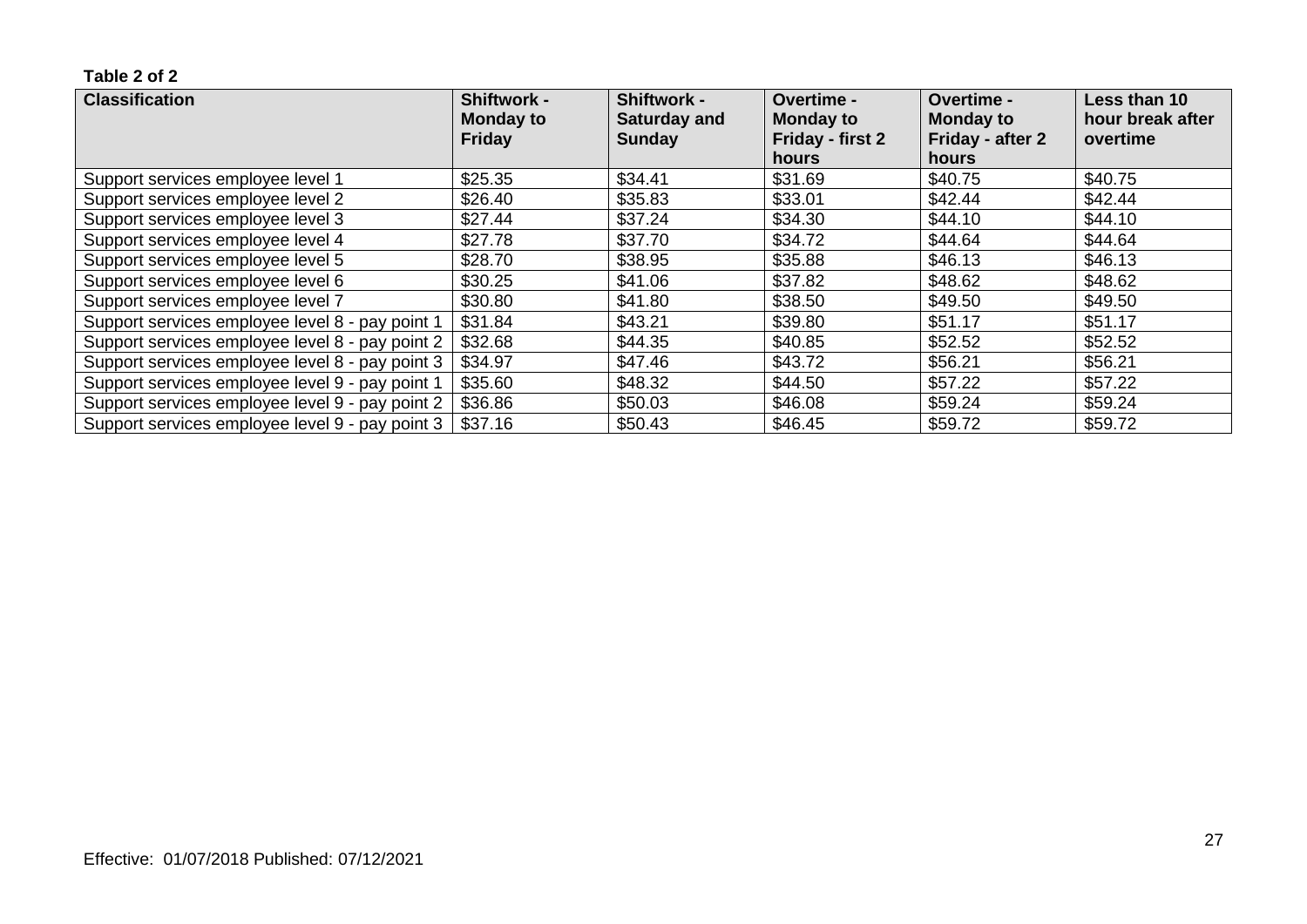**Table 2 of 2**

| Classification | Shiftwork - Monday to Friday | Shiftwork - Saturday and Sunday | Overtime - Monday to Friday - first 2 hours | Overtime - Monday to Friday - after 2 hours | Less than 10 hour break after overtime |
|---|---|---|---|---|---|
| Support services employee level 1 | $25.35 | $34.41 | $31.69 | $40.75 | $40.75 |
| Support services employee level 2 | $26.40 | $35.83 | $33.01 | $42.44 | $42.44 |
| Support services employee level 3 | $27.44 | $37.24 | $34.30 | $44.10 | $44.10 |
| Support services employee level 4 | $27.78 | $37.70 | $34.72 | $44.64 | $44.64 |
| Support services employee level 5 | $28.70 | $38.95 | $35.88 | $46.13 | $46.13 |
| Support services employee level 6 | $30.25 | $41.06 | $37.82 | $48.62 | $48.62 |
| Support services employee level 7 | $30.80 | $41.80 | $38.50 | $49.50 | $49.50 |
| Support services employee level 8 - pay point 1 | $31.84 | $43.21 | $39.80 | $51.17 | $51.17 |
| Support services employee level 8 - pay point 2 | $32.68 | $44.35 | $40.85 | $52.52 | $52.52 |
| Support services employee level 8 - pay point 3 | $34.97 | $47.46 | $43.72 | $56.21 | $56.21 |
| Support services employee level 9 - pay point 1 | $35.60 | $48.32 | $44.50 | $57.22 | $57.22 |
| Support services employee level 9 - pay point 2 | $36.86 | $50.03 | $46.08 | $59.24 | $59.24 |
| Support services employee level 9 - pay point 3 | $37.16 | $50.43 | $46.45 | $59.72 | $59.72 |

Effective: 01/07/2018 Published: 07/12/2021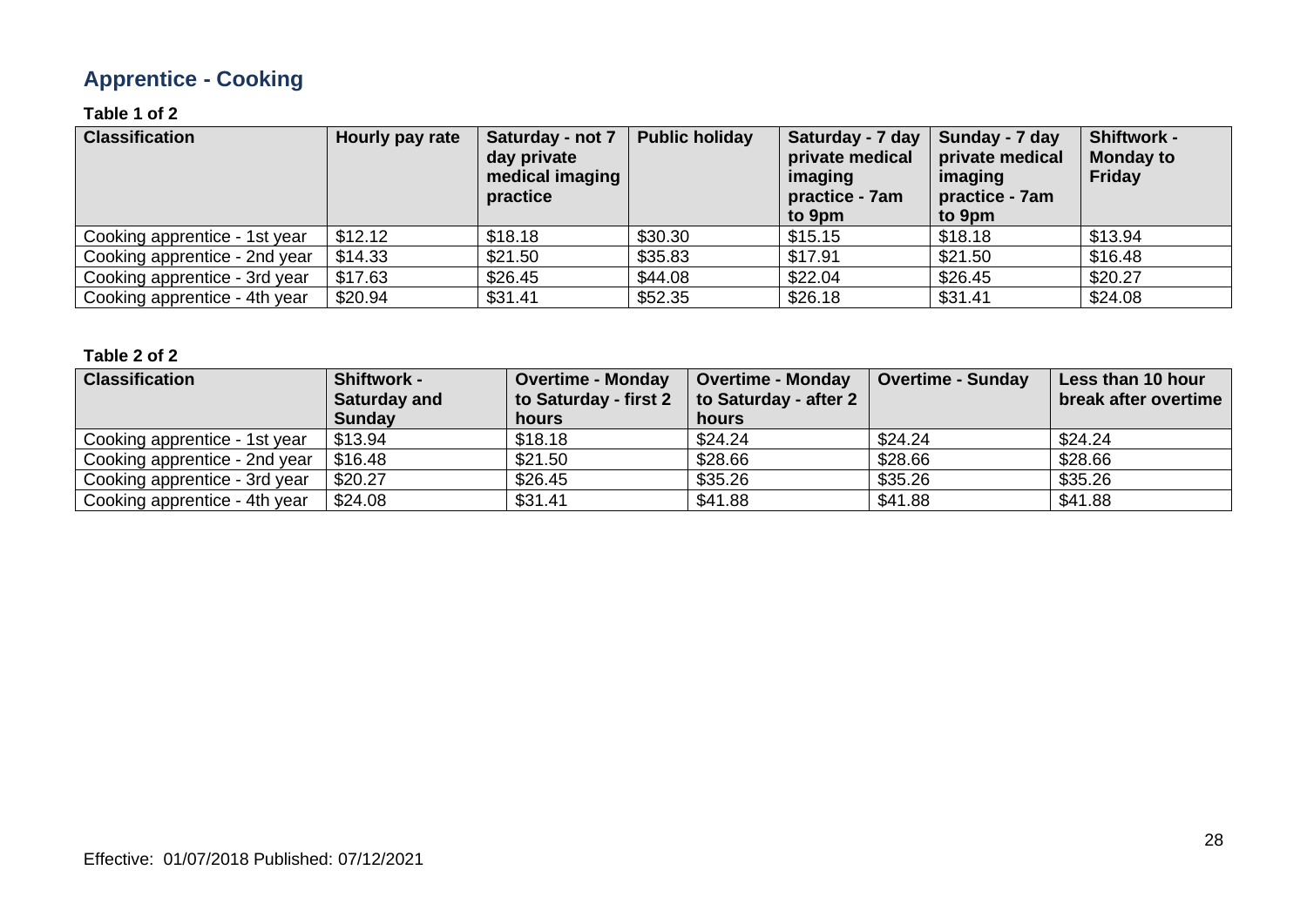## Apprentice - Cooking

**Table 1 of 2**

| Classification | Hourly pay rate | Saturday - not 7 day private medical imaging practice | Public holiday | Saturday - 7 day private medical imaging practice - 7am to 9pm | Sunday - 7 day private medical imaging practice - 7am to 9pm | Shiftwork - Monday to Friday |
|---|---|---|---|---|---|---|
| Cooking apprentice - 1st year | $12.12 | $18.18 | $30.30 | $15.15 | $18.18 | $13.94 |
| Cooking apprentice - 2nd year | $14.33 | $21.50 | $35.83 | $17.91 | $21.50 | $16.48 |
| Cooking apprentice - 3rd year | $17.63 | $26.45 | $44.08 | $22.04 | $26.45 | $20.27 |
| Cooking apprentice - 4th year | $20.94 | $31.41 | $52.35 | $26.18 | $31.41 | $24.08 |

**Table 2 of 2**

| Classification | Shiftwork - Saturday and Sunday | Overtime - Monday to Saturday - first 2 hours | Overtime - Monday to Saturday - after 2 hours | Overtime - Sunday | Less than 10 hour break after overtime |
|---|---|---|---|---|---|
| Cooking apprentice - 1st year | $13.94 | $18.18 | $24.24 | $24.24 | $24.24 |
| Cooking apprentice - 2nd year | $16.48 | $21.50 | $28.66 | $28.66 | $28.66 |
| Cooking apprentice - 3rd year | $20.27 | $26.45 | $35.26 | $35.26 | $35.26 |
| Cooking apprentice - 4th year | $24.08 | $31.41 | $41.88 | $41.88 | $41.88 |

Effective: 01/07/2018 Published: 07/12/2021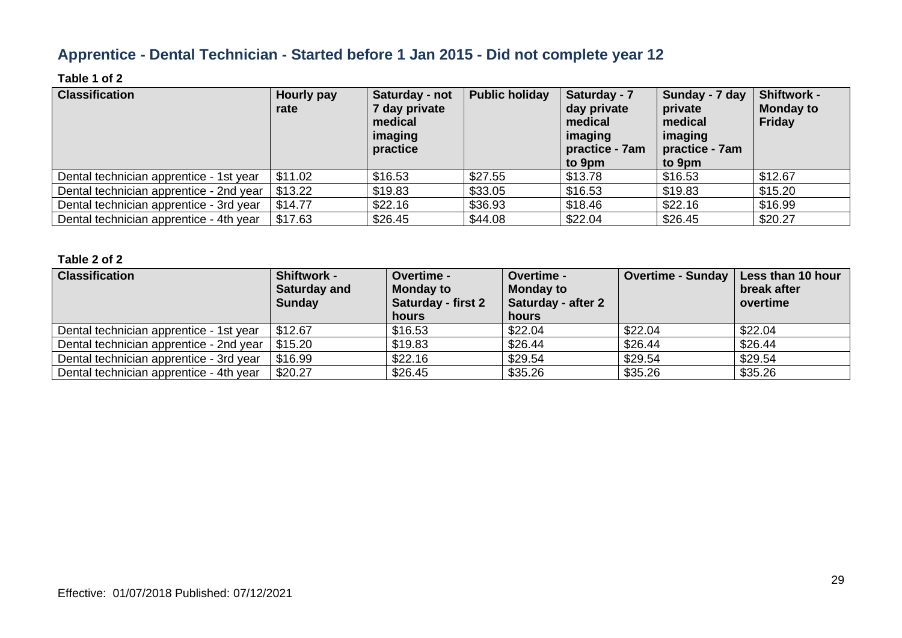## Apprentice - Dental Technician - Started before 1 Jan 2015 - Did not complete year 12

**Table 1 of 2**

| Classification | Hourly pay rate | Saturday - not 7 day private medical imaging practice | Public holiday | Saturday - 7 day private medical imaging practice - 7am to 9pm | Sunday - 7 day private medical imaging practice - 7am to 9pm | Shiftwork - Monday to Friday |
|---|---|---|---|---|---|---|
| Dental technician apprentice - 1st year | $11.02 | $16.53 | $27.55 | $13.78 | $16.53 | $12.67 |
| Dental technician apprentice - 2nd year | $13.22 | $19.83 | $33.05 | $16.53 | $19.83 | $15.20 |
| Dental technician apprentice - 3rd year | $14.77 | $22.16 | $36.93 | $18.46 | $22.16 | $16.99 |
| Dental technician apprentice - 4th year | $17.63 | $26.45 | $44.08 | $22.04 | $26.45 | $20.27 |

**Table 2 of 2**

| Classification | Shiftwork - Saturday and Sunday | Overtime - Monday to Saturday - first 2 hours | Overtime - Monday to Saturday - after 2 hours | Overtime - Sunday | Less than 10 hour break after overtime |
|---|---|---|---|---|---|
| Dental technician apprentice - 1st year | $12.67 | $16.53 | $22.04 | $22.04 | $22.04 |
| Dental technician apprentice - 2nd year | $15.20 | $19.83 | $26.44 | $26.44 | $26.44 |
| Dental technician apprentice - 3rd year | $16.99 | $22.16 | $29.54 | $29.54 | $29.54 |
| Dental technician apprentice - 4th year | $20.27 | $26.45 | $35.26 | $35.26 | $35.26 |

Effective: 01/07/2018 Published: 07/12/2021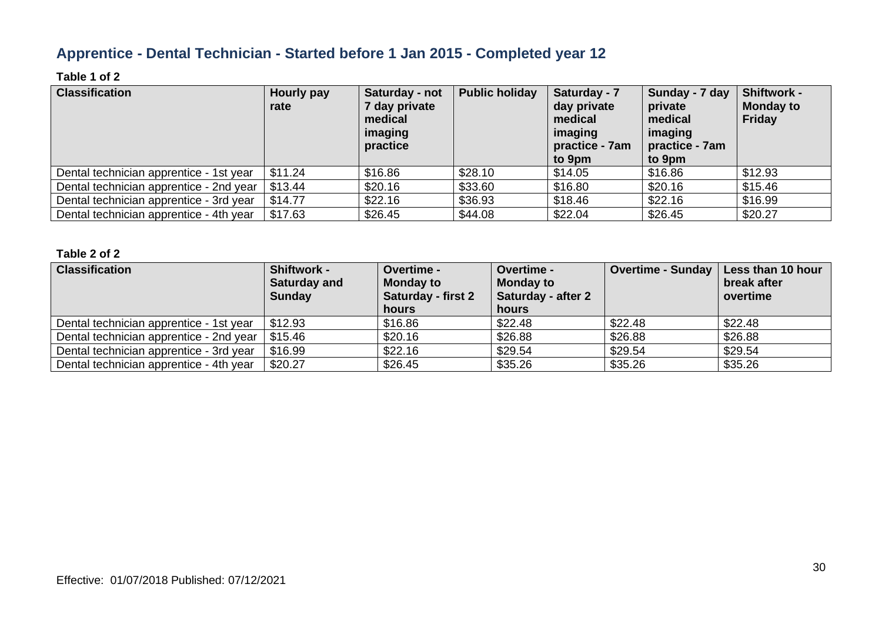## Apprentice - Dental Technician - Started before 1 Jan 2015 - Completed year 12

**Table 1 of 2**

| Classification | Hourly pay rate | Saturday - not 7 day private medical imaging practice | Public holiday | Saturday - 7 day private medical imaging practice - 7am to 9pm | Sunday - 7 day private medical imaging practice - 7am to 9pm | Shiftwork - Monday to Friday |
|---|---|---|---|---|---|---|
| Dental technician apprentice - 1st year | $11.24 | $16.86 | $28.10 | $14.05 | $16.86 | $12.93 |
| Dental technician apprentice - 2nd year | $13.44 | $20.16 | $33.60 | $16.80 | $20.16 | $15.46 |
| Dental technician apprentice - 3rd year | $14.77 | $22.16 | $36.93 | $18.46 | $22.16 | $16.99 |
| Dental technician apprentice - 4th year | $17.63 | $26.45 | $44.08 | $22.04 | $26.45 | $20.27 |

**Table 2 of 2**

| Classification | Shiftwork - Saturday and Sunday | Overtime - Monday to Saturday - first 2 hours | Overtime - Monday to Saturday - after 2 hours | Overtime - Sunday | Less than 10 hour break after overtime |
|---|---|---|---|---|---|
| Dental technician apprentice - 1st year | $12.93 | $16.86 | $22.48 | $22.48 | $22.48 |
| Dental technician apprentice - 2nd year | $15.46 | $20.16 | $26.88 | $26.88 | $26.88 |
| Dental technician apprentice - 3rd year | $16.99 | $22.16 | $29.54 | $29.54 | $29.54 |
| Dental technician apprentice - 4th year | $20.27 | $26.45 | $35.26 | $35.26 | $35.26 |

Effective: 01/07/2018 Published: 07/12/2021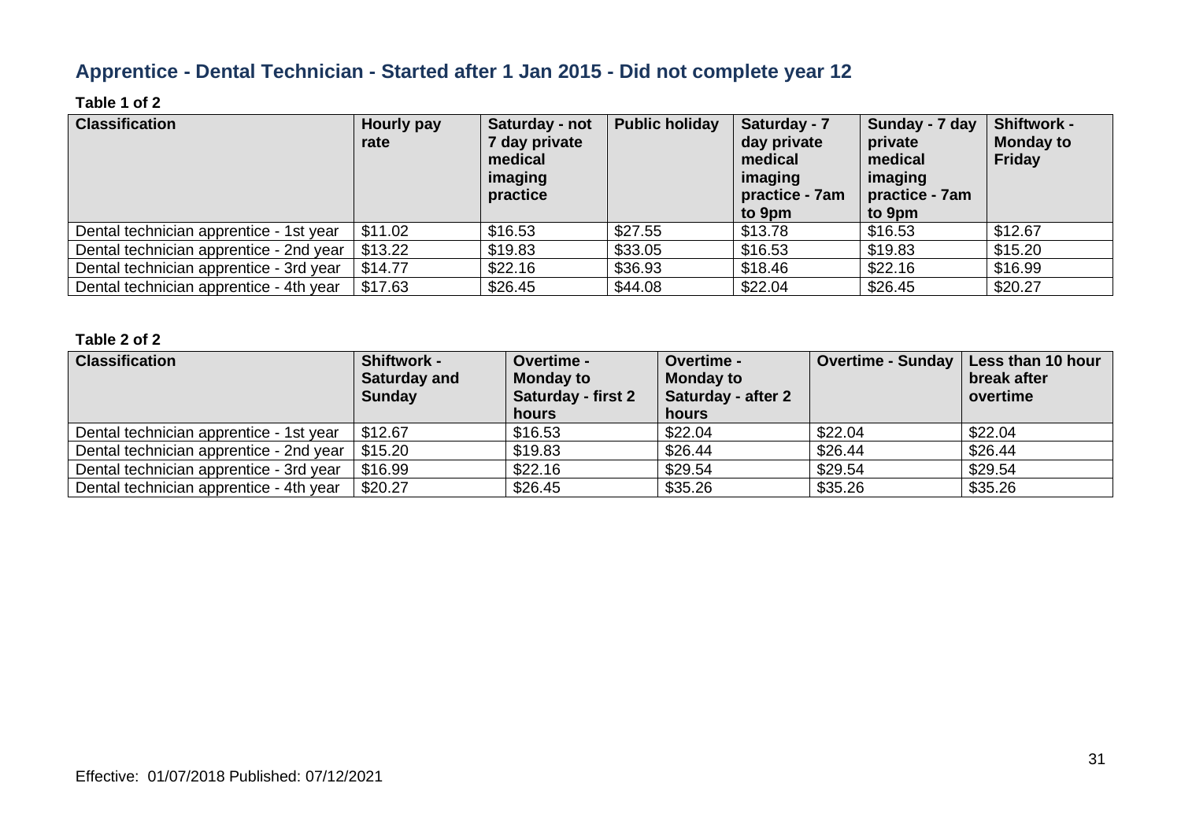## Apprentice - Dental Technician - Started after 1 Jan 2015 - Did not complete year 12

**Table 1 of 2**

| Classification | Hourly pay rate | Saturday - not 7 day private medical imaging practice | Public holiday | Saturday - 7 day private medical imaging practice - 7am to 9pm | Sunday - 7 day private medical imaging practice - 7am to 9pm | Shiftwork - Monday to Friday |
|---|---|---|---|---|---|---|
| Dental technician apprentice - 1st year | $11.02 | $16.53 | $27.55 | $13.78 | $16.53 | $12.67 |
| Dental technician apprentice - 2nd year | $13.22 | $19.83 | $33.05 | $16.53 | $19.83 | $15.20 |
| Dental technician apprentice - 3rd year | $14.77 | $22.16 | $36.93 | $18.46 | $22.16 | $16.99 |
| Dental technician apprentice - 4th year | $17.63 | $26.45 | $44.08 | $22.04 | $26.45 | $20.27 |

**Table 2 of 2**

| Classification | Shiftwork - Saturday and Sunday | Overtime - Monday to Saturday - first 2 hours | Overtime - Monday to Saturday - after 2 hours | Overtime - Sunday | Less than 10 hour break after overtime |
|---|---|---|---|---|---|
| Dental technician apprentice - 1st year | $12.67 | $16.53 | $22.04 | $22.04 | $22.04 |
| Dental technician apprentice - 2nd year | $15.20 | $19.83 | $26.44 | $26.44 | $26.44 |
| Dental technician apprentice - 3rd year | $16.99 | $22.16 | $29.54 | $29.54 | $29.54 |
| Dental technician apprentice - 4th year | $20.27 | $26.45 | $35.26 | $35.26 | $35.26 |

Effective: 01/07/2018 Published: 07/12/2021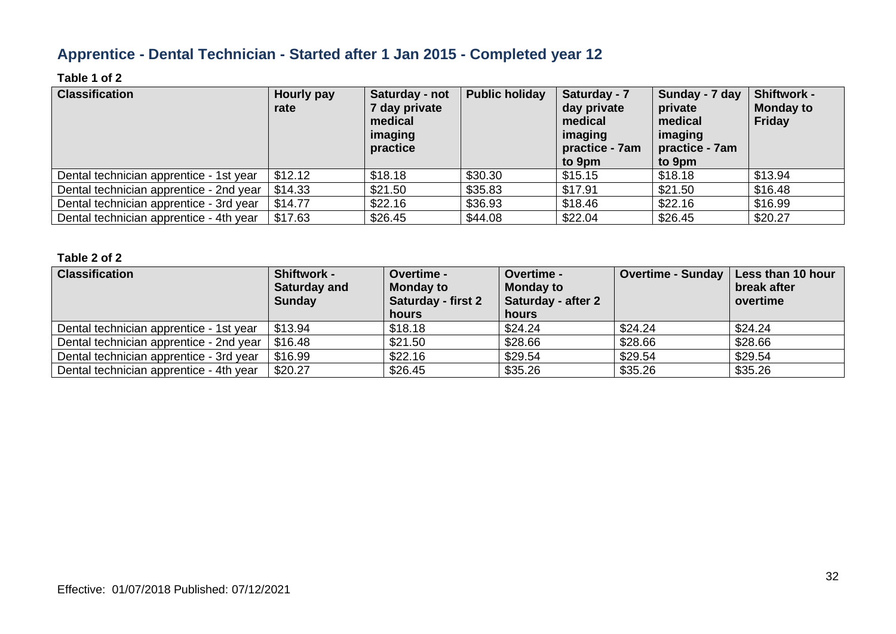## Apprentice - Dental Technician - Started after 1 Jan 2015 - Completed year 12

**Table 1 of 2**

| Classification | Hourly pay rate | Saturday - not 7 day private medical imaging practice | Public holiday | Saturday - 7 day private medical imaging practice - 7am to 9pm | Sunday - 7 day private medical imaging practice - 7am to 9pm | Shiftwork - Monday to Friday |
|---|---|---|---|---|---|---|
| Dental technician apprentice - 1st year | $12.12 | $18.18 | $30.30 | $15.15 | $18.18 | $13.94 |
| Dental technician apprentice - 2nd year | $14.33 | $21.50 | $35.83 | $17.91 | $21.50 | $16.48 |
| Dental technician apprentice - 3rd year | $14.77 | $22.16 | $36.93 | $18.46 | $22.16 | $16.99 |
| Dental technician apprentice - 4th year | $17.63 | $26.45 | $44.08 | $22.04 | $26.45 | $20.27 |

**Table 2 of 2**

| Classification | Shiftwork - Saturday and Sunday | Overtime - Monday to Saturday - first 2 hours | Overtime - Monday to Saturday - after 2 hours | Overtime - Sunday | Less than 10 hour break after overtime |
|---|---|---|---|---|---|
| Dental technician apprentice - 1st year | $13.94 | $18.18 | $24.24 | $24.24 | $24.24 |
| Dental technician apprentice - 2nd year | $16.48 | $21.50 | $28.66 | $28.66 | $28.66 |
| Dental technician apprentice - 3rd year | $16.99 | $22.16 | $29.54 | $29.54 | $29.54 |
| Dental technician apprentice - 4th year | $20.27 | $26.45 | $35.26 | $35.26 | $35.26 |

Effective: 01/07/2018 Published: 07/12/2021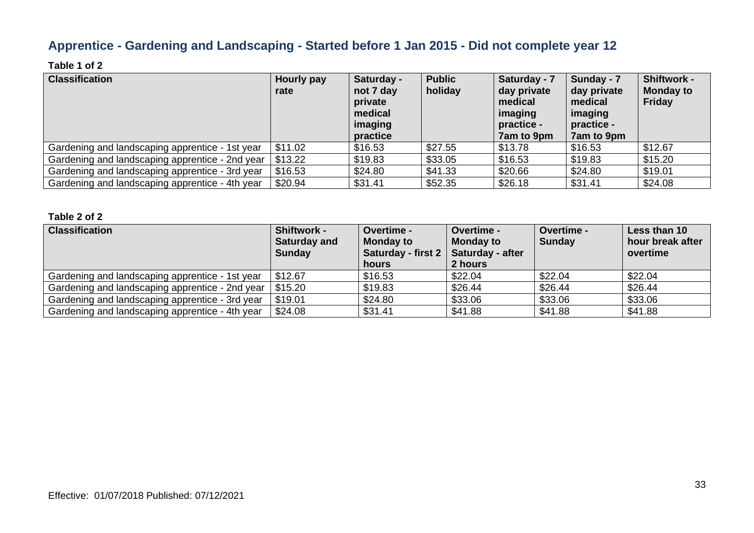## Apprentice - Gardening and Landscaping - Started before 1 Jan 2015 - Did not complete year 12

**Table 1 of 2**

| Classification | Hourly pay rate | Saturday - not 7 day private medical imaging practice | Public holiday | Saturday - 7 day private medical imaging practice - 7am to 9pm | Sunday - 7 day private medical imaging practice - 7am to 9pm | Shiftwork - Monday to Friday |
|---|---|---|---|---|---|---|
| Gardening and landscaping apprentice - 1st year | $11.02 | $16.53 | $27.55 | $13.78 | $16.53 | $12.67 |
| Gardening and landscaping apprentice - 2nd year | $13.22 | $19.83 | $33.05 | $16.53 | $19.83 | $15.20 |
| Gardening and landscaping apprentice - 3rd year | $16.53 | $24.80 | $41.33 | $20.66 | $24.80 | $19.01 |
| Gardening and landscaping apprentice - 4th year | $20.94 | $31.41 | $52.35 | $26.18 | $31.41 | $24.08 |

**Table 2 of 2**

| Classification | Shiftwork - Saturday and Sunday | Overtime - Monday to Saturday - first 2 hours | Overtime - Monday to Saturday - after 2 hours | Overtime - Sunday | Less than 10 hour break after overtime |
|---|---|---|---|---|---|
| Gardening and landscaping apprentice - 1st year | $12.67 | $16.53 | $22.04 | $22.04 | $22.04 |
| Gardening and landscaping apprentice - 2nd year | $15.20 | $19.83 | $26.44 | $26.44 | $26.44 |
| Gardening and landscaping apprentice - 3rd year | $19.01 | $24.80 | $33.06 | $33.06 | $33.06 |
| Gardening and landscaping apprentice - 4th year | $24.08 | $31.41 | $41.88 | $41.88 | $41.88 |

Effective: 01/07/2018 Published: 07/12/2021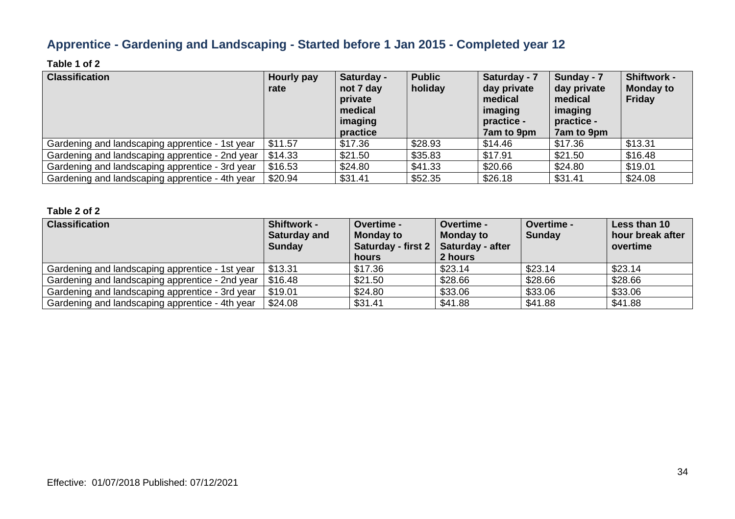## Apprentice - Gardening and Landscaping - Started before 1 Jan 2015 - Completed year 12

**Table 1 of 2**

| Classification | Hourly pay rate | Saturday - not 7 day private medical imaging practice | Public holiday | Saturday - 7 day private medical imaging practice - 7am to 9pm | Sunday - 7 day private medical imaging practice - 7am to 9pm | Shiftwork - Monday to Friday |
|---|---|---|---|---|---|---|
| Gardening and landscaping apprentice - 1st year | $11.57 | $17.36 | $28.93 | $14.46 | $17.36 | $13.31 |
| Gardening and landscaping apprentice - 2nd year | $14.33 | $21.50 | $35.83 | $17.91 | $21.50 | $16.48 |
| Gardening and landscaping apprentice - 3rd year | $16.53 | $24.80 | $41.33 | $20.66 | $24.80 | $19.01 |
| Gardening and landscaping apprentice - 4th year | $20.94 | $31.41 | $52.35 | $26.18 | $31.41 | $24.08 |

**Table 2 of 2**

| Classification | Shiftwork - Saturday and Sunday | Overtime - Monday to Saturday - first 2 hours | Overtime - Monday to Saturday - after 2 hours | Overtime - Sunday | Less than 10 hour break after overtime |
|---|---|---|---|---|---|
| Gardening and landscaping apprentice - 1st year | $13.31 | $17.36 | $23.14 | $23.14 | $23.14 |
| Gardening and landscaping apprentice - 2nd year | $16.48 | $21.50 | $28.66 | $28.66 | $28.66 |
| Gardening and landscaping apprentice - 3rd year | $19.01 | $24.80 | $33.06 | $33.06 | $33.06 |
| Gardening and landscaping apprentice - 4th year | $24.08 | $31.41 | $41.88 | $41.88 | $41.88 |

Effective: 01/07/2018 Published: 07/12/2021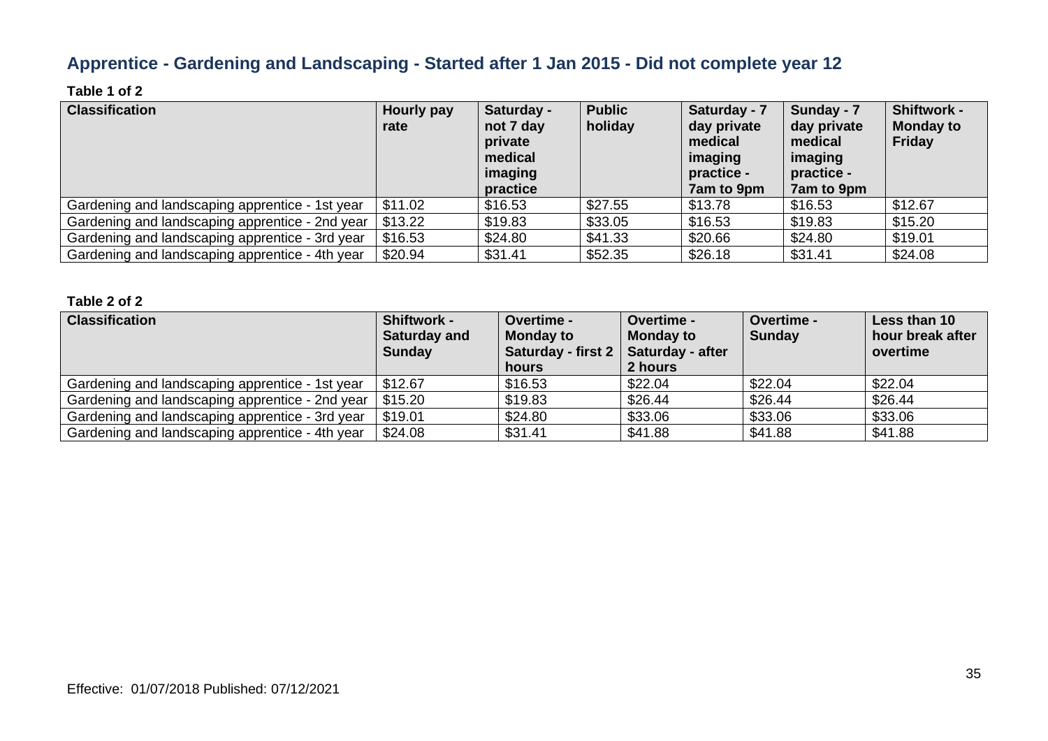## Apprentice - Gardening and Landscaping - Started after 1 Jan 2015 - Did not complete year 12

**Table 1 of 2**

| Classification | Hourly pay rate | Saturday - not 7 day private medical imaging practice | Public holiday | Saturday - 7 day private medical imaging practice - 7am to 9pm | Sunday - 7 day private medical imaging practice - 7am to 9pm | Shiftwork - Monday to Friday |
|---|---|---|---|---|---|---|
| Gardening and landscaping apprentice - 1st year | $11.02 | $16.53 | $27.55 | $13.78 | $16.53 | $12.67 |
| Gardening and landscaping apprentice - 2nd year | $13.22 | $19.83 | $33.05 | $16.53 | $19.83 | $15.20 |
| Gardening and landscaping apprentice - 3rd year | $16.53 | $24.80 | $41.33 | $20.66 | $24.80 | $19.01 |
| Gardening and landscaping apprentice - 4th year | $20.94 | $31.41 | $52.35 | $26.18 | $31.41 | $24.08 |

**Table 2 of 2**

| Classification | Shiftwork - Saturday and Sunday | Overtime - Monday to Saturday - first 2 hours | Overtime - Monday to Saturday - after 2 hours | Overtime - Sunday | Less than 10 hour break after overtime |
|---|---|---|---|---|---|
| Gardening and landscaping apprentice - 1st year | $12.67 | $16.53 | $22.04 | $22.04 | $22.04 |
| Gardening and landscaping apprentice - 2nd year | $15.20 | $19.83 | $26.44 | $26.44 | $26.44 |
| Gardening and landscaping apprentice - 3rd year | $19.01 | $24.80 | $33.06 | $33.06 | $33.06 |
| Gardening and landscaping apprentice - 4th year | $24.08 | $31.41 | $41.88 | $41.88 | $41.88 |

Effective: 01/07/2018 Published: 07/12/2021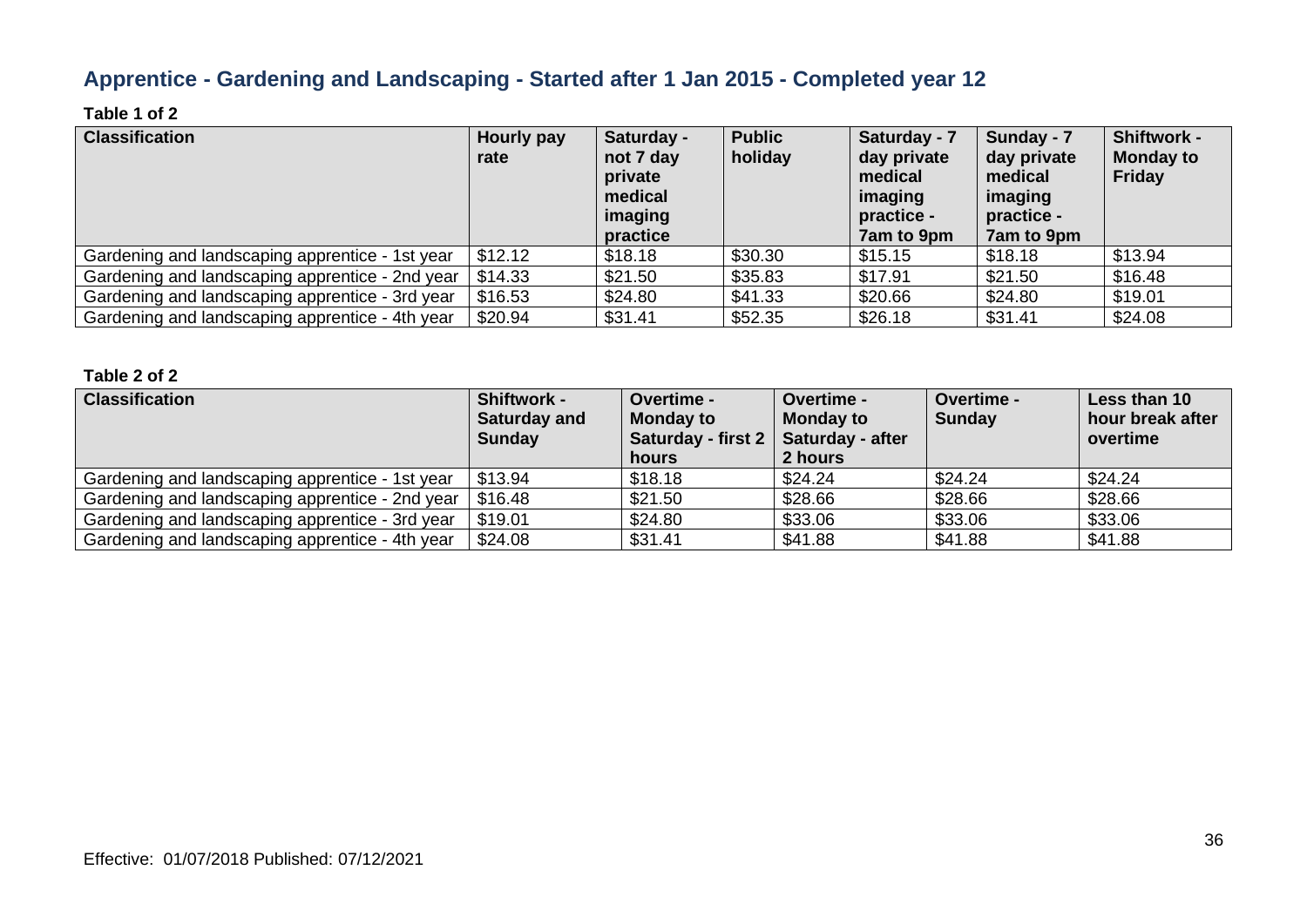## Apprentice - Gardening and Landscaping - Started after 1 Jan 2015 - Completed year 12

**Table 1 of 2**

| Classification | Hourly pay rate | Saturday - not 7 day private medical imaging practice | Public holiday | Saturday - 7 day private medical imaging practice - 7am to 9pm | Sunday - 7 day private medical imaging practice - 7am to 9pm | Shiftwork - Monday to Friday |
|---|---|---|---|---|---|---|
| Gardening and landscaping apprentice - 1st year | $12.12 | $18.18 | $30.30 | $15.15 | $18.18 | $13.94 |
| Gardening and landscaping apprentice - 2nd year | $14.33 | $21.50 | $35.83 | $17.91 | $21.50 | $16.48 |
| Gardening and landscaping apprentice - 3rd year | $16.53 | $24.80 | $41.33 | $20.66 | $24.80 | $19.01 |
| Gardening and landscaping apprentice - 4th year | $20.94 | $31.41 | $52.35 | $26.18 | $31.41 | $24.08 |

**Table 2 of 2**

| Classification | Shiftwork - Saturday and Sunday | Overtime - Monday to Saturday - first 2 hours | Overtime - Monday to Saturday - after 2 hours | Overtime - Sunday | Less than 10 hour break after overtime |
|---|---|---|---|---|---|
| Gardening and landscaping apprentice - 1st year | $13.94 | $18.18 | $24.24 | $24.24 | $24.24 |
| Gardening and landscaping apprentice - 2nd year | $16.48 | $21.50 | $28.66 | $28.66 | $28.66 |
| Gardening and landscaping apprentice - 3rd year | $19.01 | $24.80 | $33.06 | $33.06 | $33.06 |
| Gardening and landscaping apprentice - 4th year | $24.08 | $31.41 | $41.88 | $41.88 | $41.88 |

Effective: 01/07/2018 Published: 07/12/2021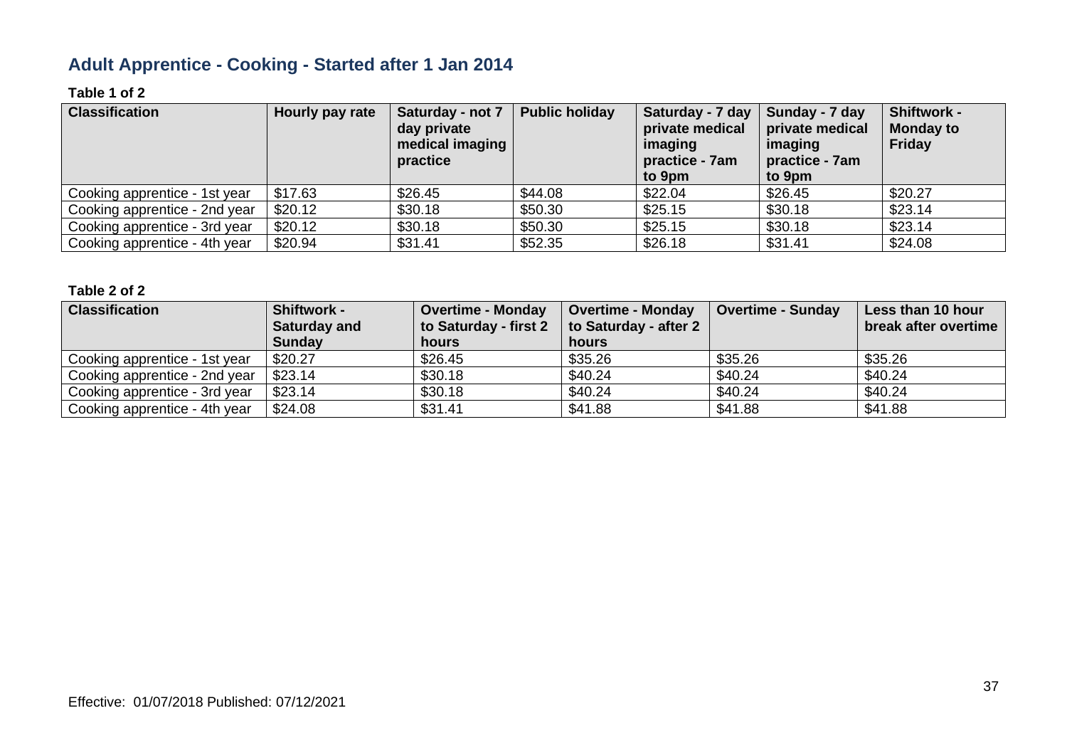## Adult Apprentice - Cooking - Started after 1 Jan 2014

**Table 1 of 2**

| Classification | Hourly pay rate | Saturday - not 7 day private medical imaging practice | Public holiday | Saturday - 7 day private medical imaging practice - 7am to 9pm | Sunday - 7 day private medical imaging practice - 7am to 9pm | Shiftwork - Monday to Friday |
|---|---|---|---|---|---|---|
| Cooking apprentice - 1st year | $17.63 | $26.45 | $44.08 | $22.04 | $26.45 | $20.27 |
| Cooking apprentice - 2nd year | $20.12 | $30.18 | $50.30 | $25.15 | $30.18 | $23.14 |
| Cooking apprentice - 3rd year | $20.12 | $30.18 | $50.30 | $25.15 | $30.18 | $23.14 |
| Cooking apprentice - 4th year | $20.94 | $31.41 | $52.35 | $26.18 | $31.41 | $24.08 |

**Table 2 of 2**

| Classification | Shiftwork - Saturday and Sunday | Overtime - Monday to Saturday - first 2 hours | Overtime - Monday to Saturday - after 2 hours | Overtime - Sunday | Less than 10 hour break after overtime |
|---|---|---|---|---|---|
| Cooking apprentice - 1st year | $20.27 | $26.45 | $35.26 | $35.26 | $35.26 |
| Cooking apprentice - 2nd year | $23.14 | $30.18 | $40.24 | $40.24 | $40.24 |
| Cooking apprentice - 3rd year | $23.14 | $30.18 | $40.24 | $40.24 | $40.24 |
| Cooking apprentice - 4th year | $24.08 | $31.41 | $41.88 | $41.88 | $41.88 |

Effective: 01/07/2018 Published: 07/12/2021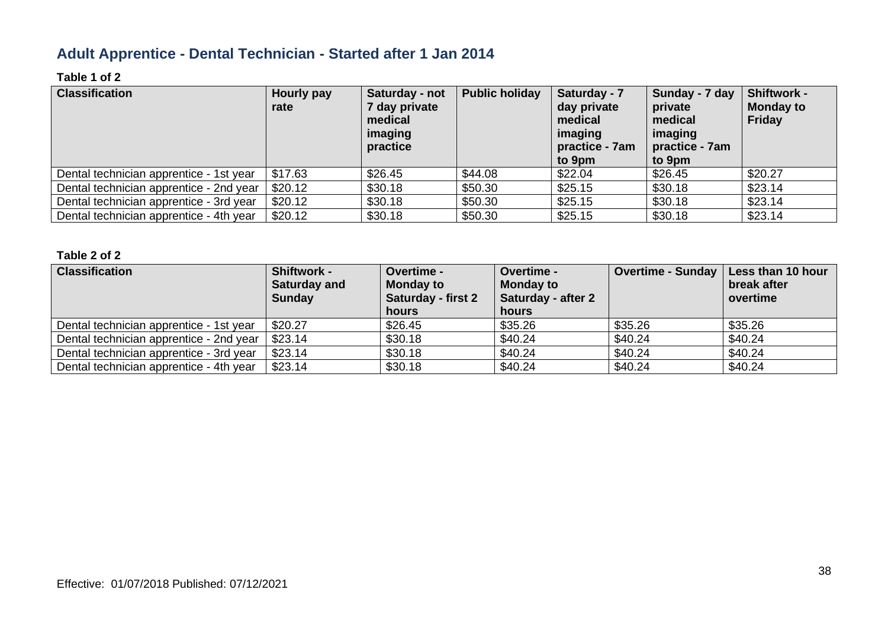## Adult Apprentice - Dental Technician - Started after 1 Jan 2014

**Table 1 of 2**

| Classification | Hourly pay rate | Saturday - not 7 day private medical imaging practice | Public holiday | Saturday - 7 day private medical imaging practice - 7am to 9pm | Sunday - 7 day private medical imaging practice - 7am to 9pm | Shiftwork - Monday to Friday |
|---|---|---|---|---|---|---|
| Dental technician apprentice - 1st year | $17.63 | $26.45 | $44.08 | $22.04 | $26.45 | $20.27 |
| Dental technician apprentice - 2nd year | $20.12 | $30.18 | $50.30 | $25.15 | $30.18 | $23.14 |
| Dental technician apprentice - 3rd year | $20.12 | $30.18 | $50.30 | $25.15 | $30.18 | $23.14 |
| Dental technician apprentice - 4th year | $20.12 | $30.18 | $50.30 | $25.15 | $30.18 | $23.14 |

**Table 2 of 2**

| Classification | Shiftwork - Saturday and Sunday | Overtime - Monday to Saturday - first 2 hours | Overtime - Monday to Saturday - after 2 hours | Overtime - Sunday | Less than 10 hour break after overtime |
|---|---|---|---|---|---|
| Dental technician apprentice - 1st year | $20.27 | $26.45 | $35.26 | $35.26 | $35.26 |
| Dental technician apprentice - 2nd year | $23.14 | $30.18 | $40.24 | $40.24 | $40.24 |
| Dental technician apprentice - 3rd year | $23.14 | $30.18 | $40.24 | $40.24 | $40.24 |
| Dental technician apprentice - 4th year | $23.14 | $30.18 | $40.24 | $40.24 | $40.24 |

Effective: 01/07/2018 Published: 07/12/2021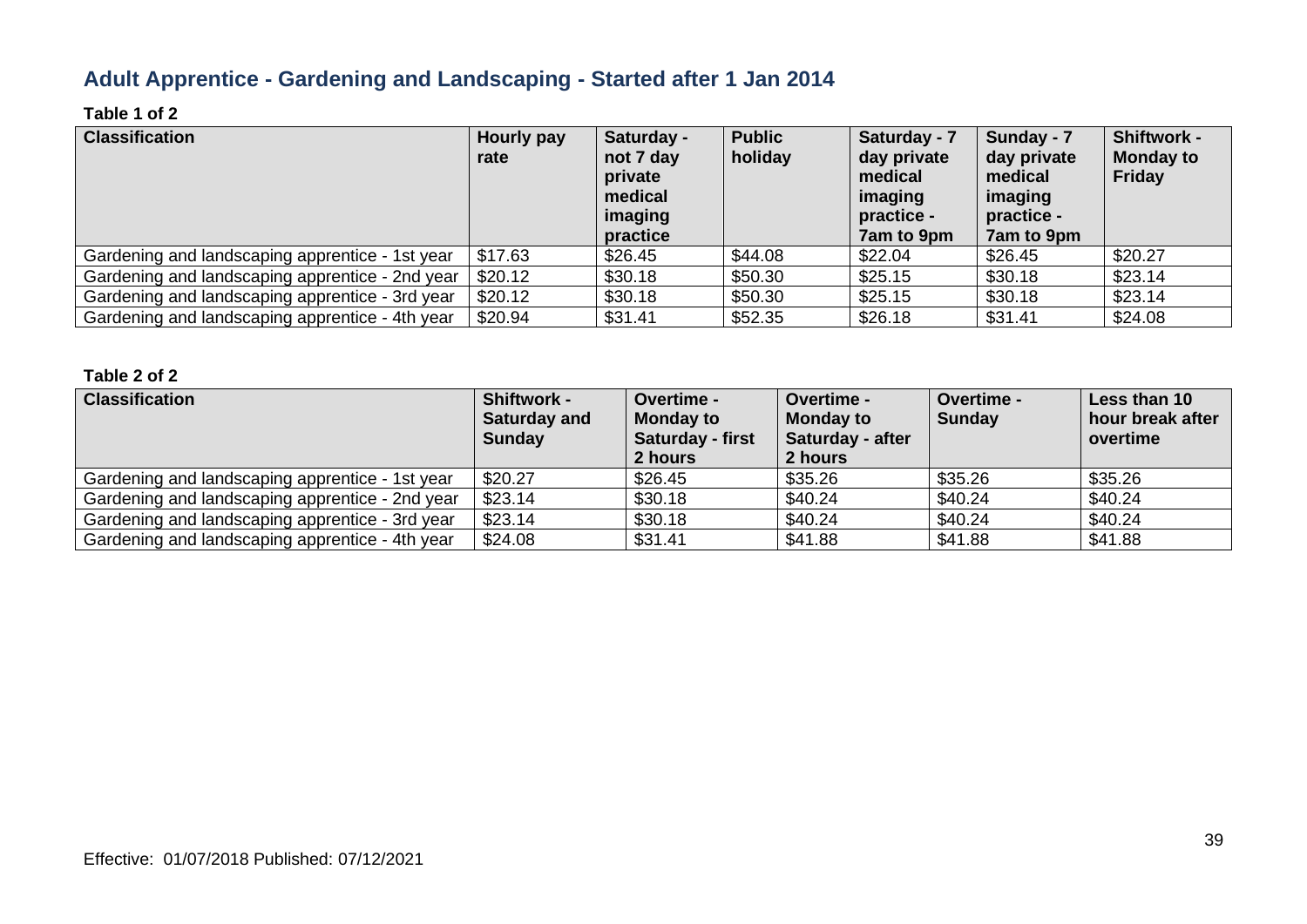## Adult Apprentice - Gardening and Landscaping - Started after 1 Jan 2014

**Table 1 of 2**

| Classification | Hourly pay rate | Saturday - not 7 day private medical imaging practice | Public holiday | Saturday - 7 day private medical imaging practice - 7am to 9pm | Sunday - 7 day private medical imaging practice - 7am to 9pm | Shiftwork - Monday to Friday |
|---|---|---|---|---|---|---|
| Gardening and landscaping apprentice - 1st year | $17.63 | $26.45 | $44.08 | $22.04 | $26.45 | $20.27 |
| Gardening and landscaping apprentice - 2nd year | $20.12 | $30.18 | $50.30 | $25.15 | $30.18 | $23.14 |
| Gardening and landscaping apprentice - 3rd year | $20.12 | $30.18 | $50.30 | $25.15 | $30.18 | $23.14 |
| Gardening and landscaping apprentice - 4th year | $20.94 | $31.41 | $52.35 | $26.18 | $31.41 | $24.08 |

**Table 2 of 2**

| Classification | Shiftwork - Saturday and Sunday | Overtime - Monday to Saturday - first 2 hours | Overtime - Monday to Saturday - after 2 hours | Overtime - Sunday | Less than 10 hour break after overtime |
|---|---|---|---|---|---|
| Gardening and landscaping apprentice - 1st year | $20.27 | $26.45 | $35.26 | $35.26 | $35.26 |
| Gardening and landscaping apprentice - 2nd year | $23.14 | $30.18 | $40.24 | $40.24 | $40.24 |
| Gardening and landscaping apprentice - 3rd year | $23.14 | $30.18 | $40.24 | $40.24 | $40.24 |
| Gardening and landscaping apprentice - 4th year | $24.08 | $31.41 | $41.88 | $41.88 | $41.88 |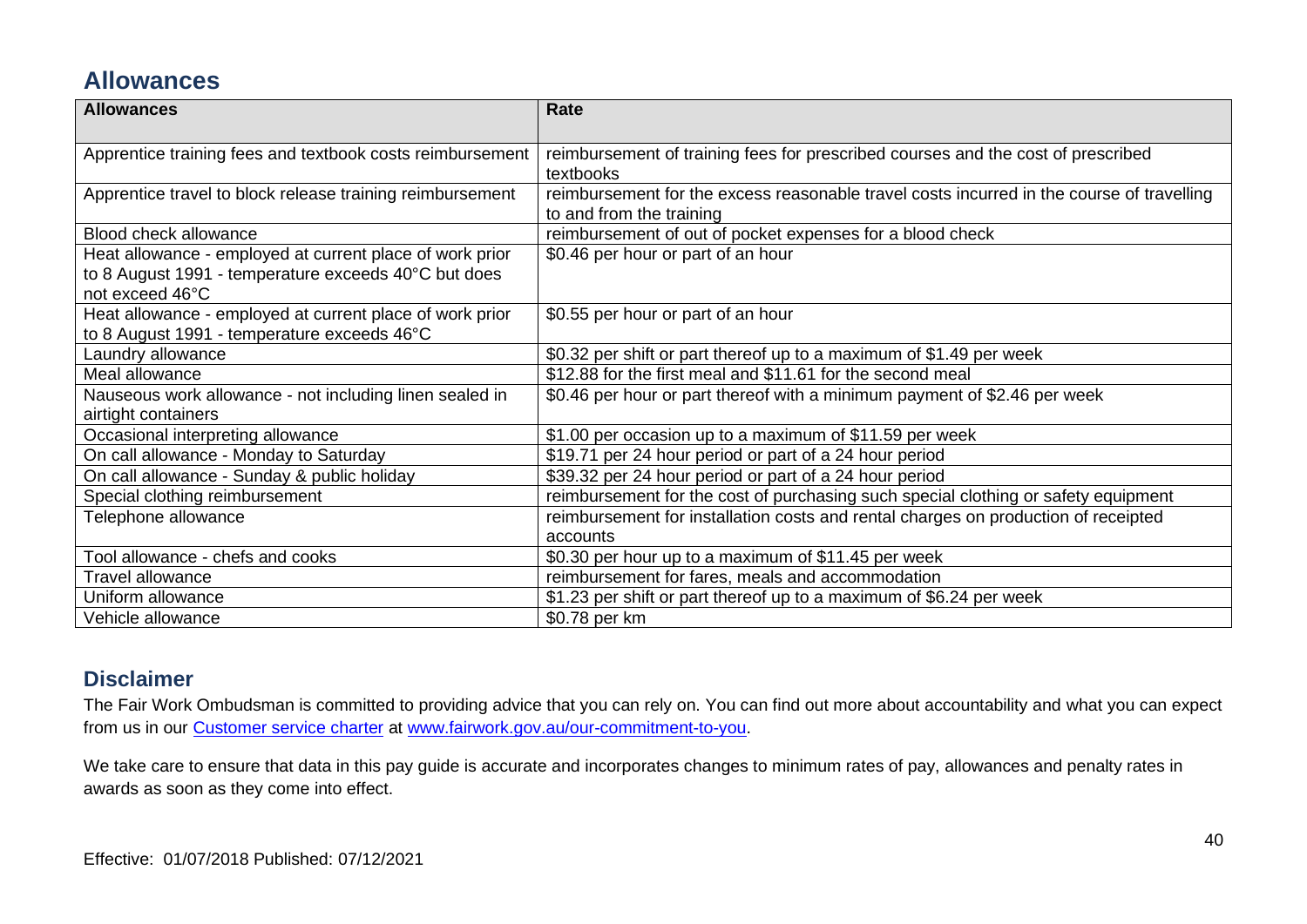## Allowances

| Allowances | Rate |
| --- | --- |
| Apprentice training fees and textbook costs reimbursement | reimbursement of training fees for prescribed courses and the cost of prescribed textbooks |
| Apprentice travel to block release training reimbursement | reimbursement for the excess reasonable travel costs incurred in the course of travelling to and from the training |
| Blood check allowance | reimbursement of out of pocket expenses for a blood check |
| Heat allowance - employed at current place of work prior to 8 August 1991 - temperature exceeds 40°C but does not exceed 46°C | $0.46 per hour or part of an hour |
| Heat allowance - employed at current place of work prior to 8 August 1991 - temperature exceeds 46°C | $0.55 per hour or part of an hour |
| Laundry allowance | $0.32 per shift or part thereof up to a maximum of $1.49 per week |
| Meal allowance | $12.88 for the first meal and $11.61 for the second meal |
| Nauseous work allowance - not including linen sealed in airtight containers | $0.46 per hour or part thereof with a minimum payment of $2.46 per week |
| Occasional interpreting allowance | $1.00 per occasion up to a maximum of $11.59 per week |
| On call allowance - Monday to Saturday | $19.71 per 24 hour period or part of a 24 hour period |
| On call allowance - Sunday & public holiday | $39.32 per 24 hour period or part of a 24 hour period |
| Special clothing reimbursement | reimbursement for the cost of purchasing such special clothing or safety equipment |
| Telephone allowance | reimbursement for installation costs and rental charges on production of receipted accounts |
| Tool allowance - chefs and cooks | $0.30 per hour up to a maximum of $11.45 per week |
| Travel allowance | reimbursement for fares, meals and accommodation |
| Uniform allowance | $1.23 per shift or part thereof up to a maximum of $6.24 per week |
| Vehicle allowance | $0.78 per km |

## Disclaimer

The Fair Work Ombudsman is committed to providing advice that you can rely on. You can find out more about accountability and what you can expect from us in our [Customer service charter](www.fairwork.gov.au/our-commitment-to-you) at [www.fairwork.gov.au/our-commitment-to-you](www.fairwork.gov.au/our-commitment-to-you).

We take care to ensure that data in this pay guide is accurate and incorporates changes to minimum rates of pay, allowances and penalty rates in awards as soon as they come into effect.

Effective: 01/07/2018 Published: 07/12/2021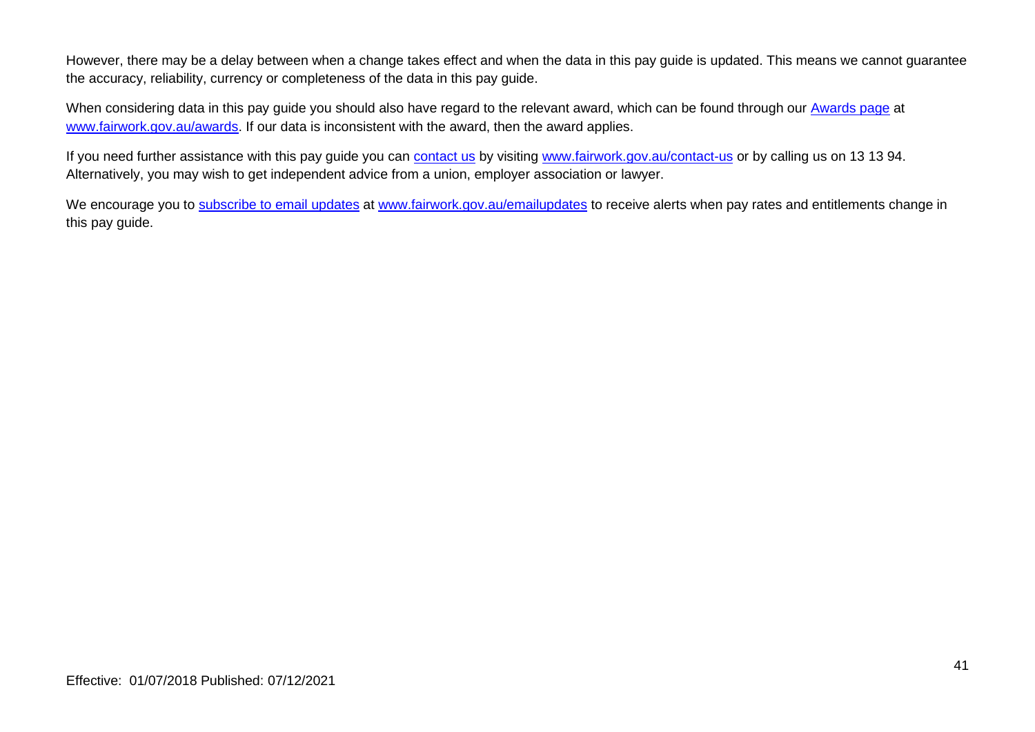However, there may be a delay between when a change takes effect and when the data in this pay guide is updated. This means we cannot guarantee the accuracy, reliability, currency or completeness of the data in this pay guide.

When considering data in this pay guide you should also have regard to the relevant award, which can be found through our [Awards page](www.fairwork.gov.au/awards) at [www.fairwork.gov.au/awards](www.fairwork.gov.au/awards). If our data is inconsistent with the award, then the award applies.

If you need further assistance with this pay guide you can [contact us](www.fairwork.gov.au/contact-us) by visiting [www.fairwork.gov.au/contact-us](www.fairwork.gov.au/contact-us) or by calling us on 13 13 94. Alternatively, you may wish to get independent advice from a union, employer association or lawyer.

We encourage you to [subscribe to email updates](www.fairwork.gov.au/emailupdates) at [www.fairwork.gov.au/emailupdates](www.fairwork.gov.au/emailupdates) to receive alerts when pay rates and entitlements change in this pay guide.

Effective: 01/07/2018 Published: 07/12/2021